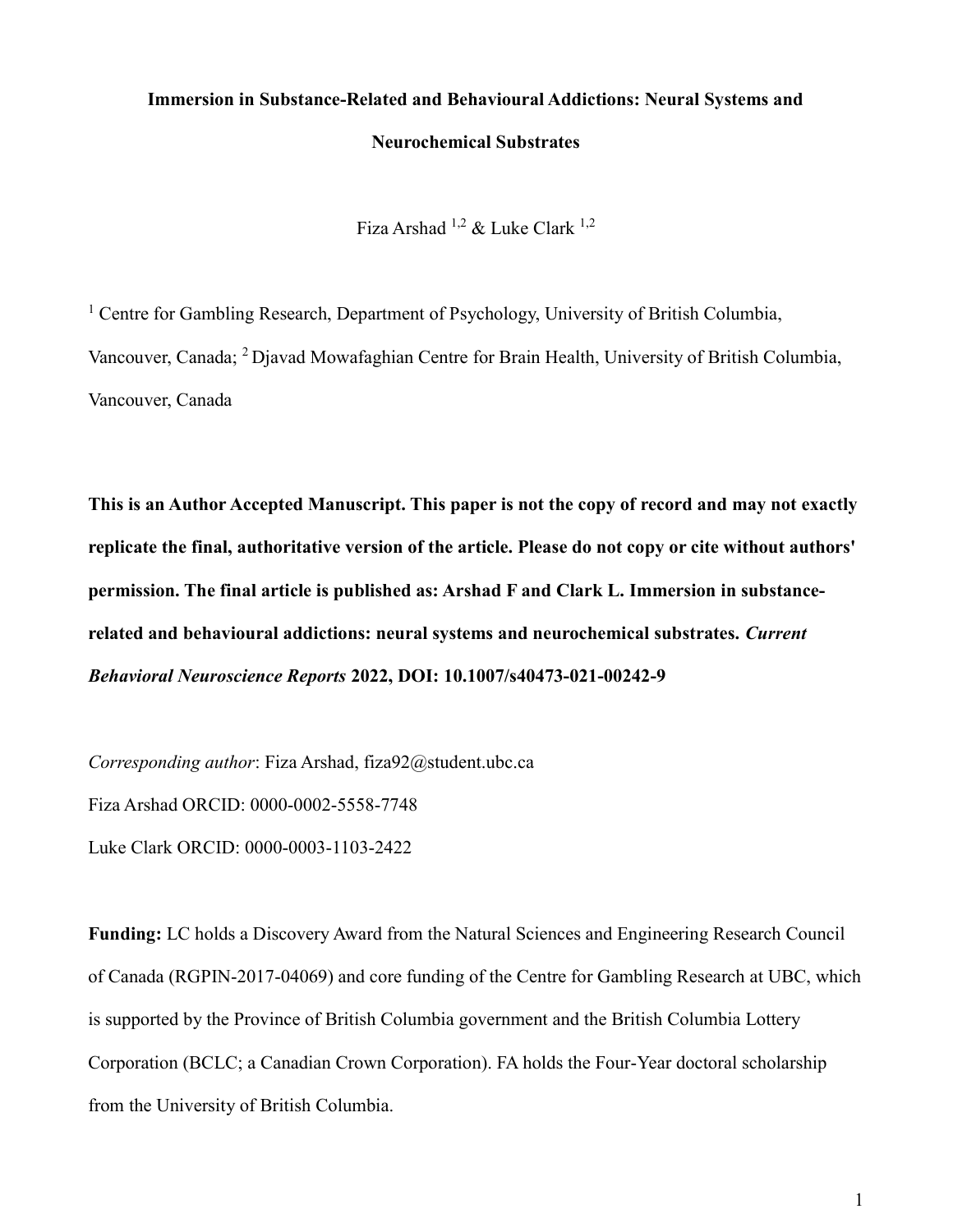# Immersion in Substance-Related and Behavioural Addictions: Neural Systems and Neurochemical Substrates

Fiza Arshad [1,2] & Luke Clark [1,2]

[1] Centre for Gambling Research, Department of Psychology, University of British Columbia, Vancouver, Canada; [2] Djavad Mowafaghian Centre for Brain Health, University of British Columbia, Vancouver, Canada

**This is an Author Accepted Manuscript. This paper is not the copy of record and may not exactly replicate the final, authoritative version of the article. Please do not copy or cite without authors' permission. The final article is published as: Arshad F and Clark L. Immersion in substance-related and behavioural addictions: neural systems and neurochemical substrates. *Current Behavioral Neuroscience Reports* 2022, DOI: 10.1007/s40473-021-00242-9**

*Corresponding author*: Fiza Arshad, fiza92@student.ubc.ca

Fiza Arshad ORCID: 0000-0002-5558-7748

Luke Clark ORCID: 0000-0003-1103-2422

**Funding:** LC holds a Discovery Award from the Natural Sciences and Engineering Research Council of Canada (RGPIN-2017-04069) and core funding of the Centre for Gambling Research at UBC, which is supported by the Province of British Columbia government and the British Columbia Lottery Corporation (BCLC; a Canadian Crown Corporation). FA holds the Four-Year doctoral scholarship from the University of British Columbia.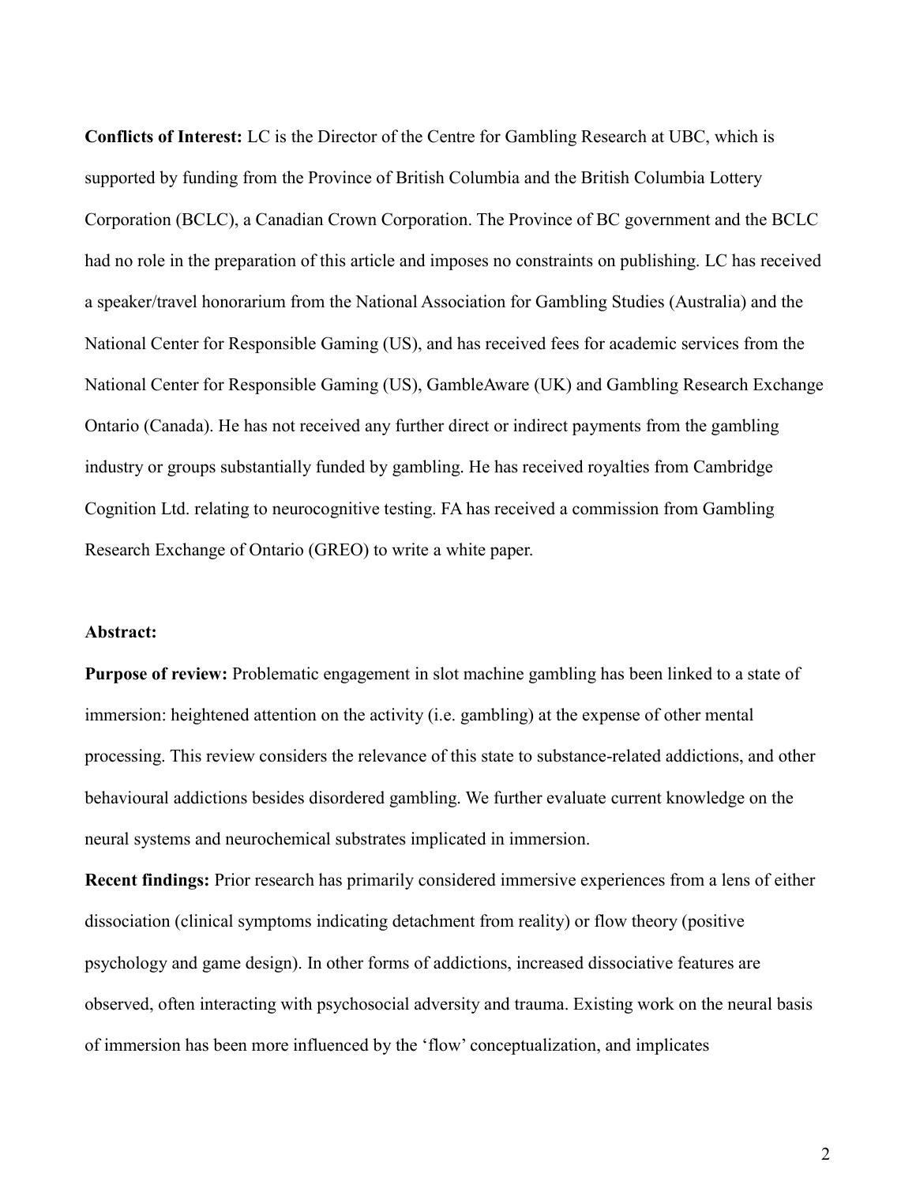**Conflicts of Interest:** LC is the Director of the Centre for Gambling Research at UBC, which is supported by funding from the Province of British Columbia and the British Columbia Lottery Corporation (BCLC), a Canadian Crown Corporation. The Province of BC government and the BCLC had no role in the preparation of this article and imposes no constraints on publishing. LC has received a speaker/travel honorarium from the National Association for Gambling Studies (Australia) and the National Center for Responsible Gaming (US), and has received fees for academic services from the National Center for Responsible Gaming (US), GambleAware (UK) and Gambling Research Exchange Ontario (Canada). He has not received any further direct or indirect payments from the gambling industry or groups substantially funded by gambling. He has received royalties from Cambridge Cognition Ltd. relating to neurocognitive testing. FA has received a commission from Gambling Research Exchange of Ontario (GREO) to write a white paper.

**Abstract:**

**Purpose of review:** Problematic engagement in slot machine gambling has been linked to a state of immersion: heightened attention on the activity (i.e. gambling) at the expense of other mental processing. This review considers the relevance of this state to substance-related addictions, and other behavioural addictions besides disordered gambling. We further evaluate current knowledge on the neural systems and neurochemical substrates implicated in immersion.

**Recent findings:** Prior research has primarily considered immersive experiences from a lens of either dissociation (clinical symptoms indicating detachment from reality) or flow theory (positive psychology and game design). In other forms of addictions, increased dissociative features are observed, often interacting with psychosocial adversity and trauma. Existing work on the neural basis of immersion has been more influenced by the 'flow' conceptualization, and implicates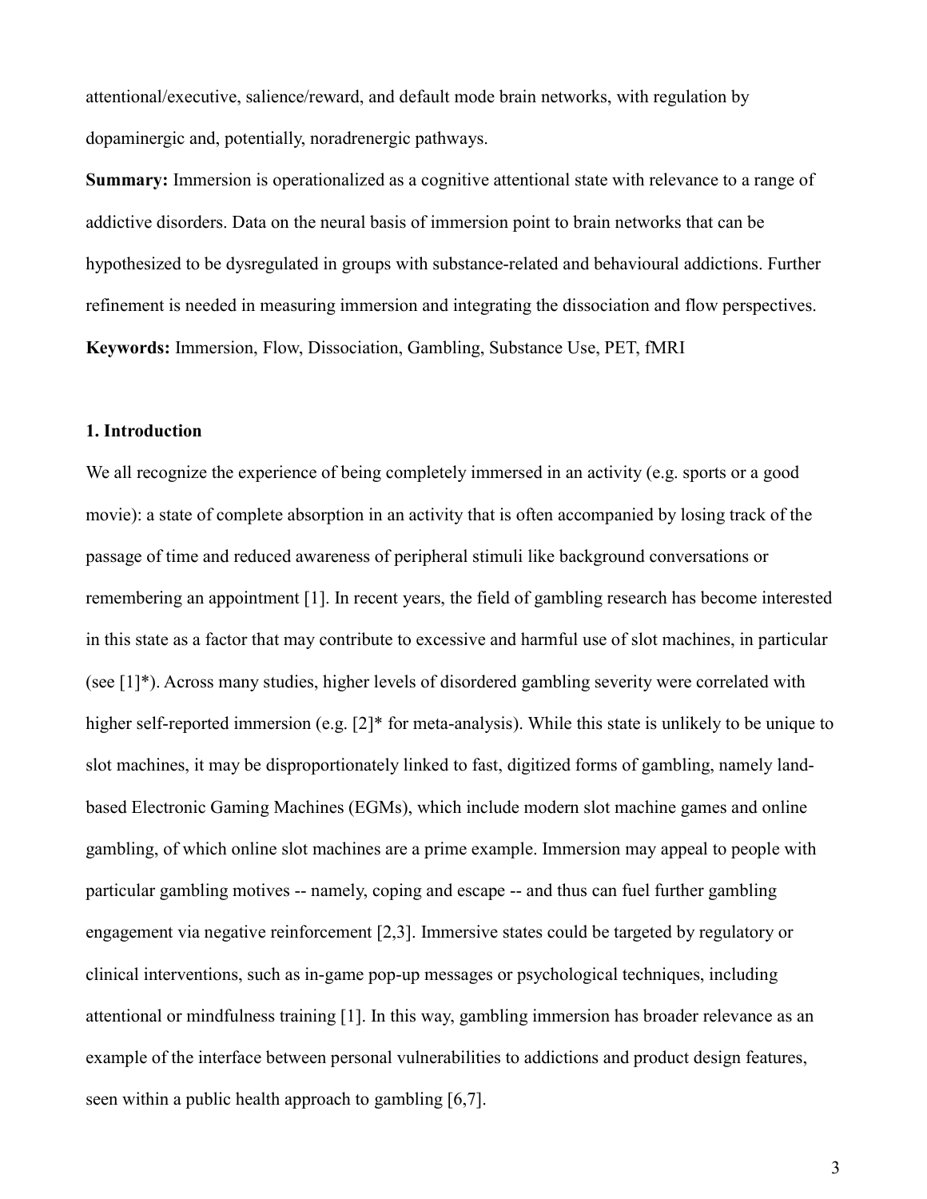attentional/executive, salience/reward, and default mode brain networks, with regulation by dopaminergic and, potentially, noradrenergic pathways.

**Summary:** Immersion is operationalized as a cognitive attentional state with relevance to a range of addictive disorders. Data on the neural basis of immersion point to brain networks that can be hypothesized to be dysregulated in groups with substance-related and behavioural addictions. Further refinement is needed in measuring immersion and integrating the dissociation and flow perspectives.

**Keywords:** Immersion, Flow, Dissociation, Gambling, Substance Use, PET, fMRI

## 1. Introduction

We all recognize the experience of being completely immersed in an activity (e.g. sports or a good movie): a state of complete absorption in an activity that is often accompanied by losing track of the passage of time and reduced awareness of peripheral stimuli like background conversations or remembering an appointment [1]. In recent years, the field of gambling research has become interested in this state as a factor that may contribute to excessive and harmful use of slot machines, in particular (see [1]*). Across many studies, higher levels of disordered gambling severity were correlated with higher self-reported immersion (e.g. [2]* for meta-analysis). While this state is unlikely to be unique to slot machines, it may be disproportionately linked to fast, digitized forms of gambling, namely land-based Electronic Gaming Machines (EGMs), which include modern slot machine games and online gambling, of which online slot machines are a prime example. Immersion may appeal to people with particular gambling motives -- namely, coping and escape -- and thus can fuel further gambling engagement via negative reinforcement [2,3]. Immersive states could be targeted by regulatory or clinical interventions, such as in-game pop-up messages or psychological techniques, including attentional or mindfulness training [1]. In this way, gambling immersion has broader relevance as an example of the interface between personal vulnerabilities to addictions and product design features, seen within a public health approach to gambling [6,7].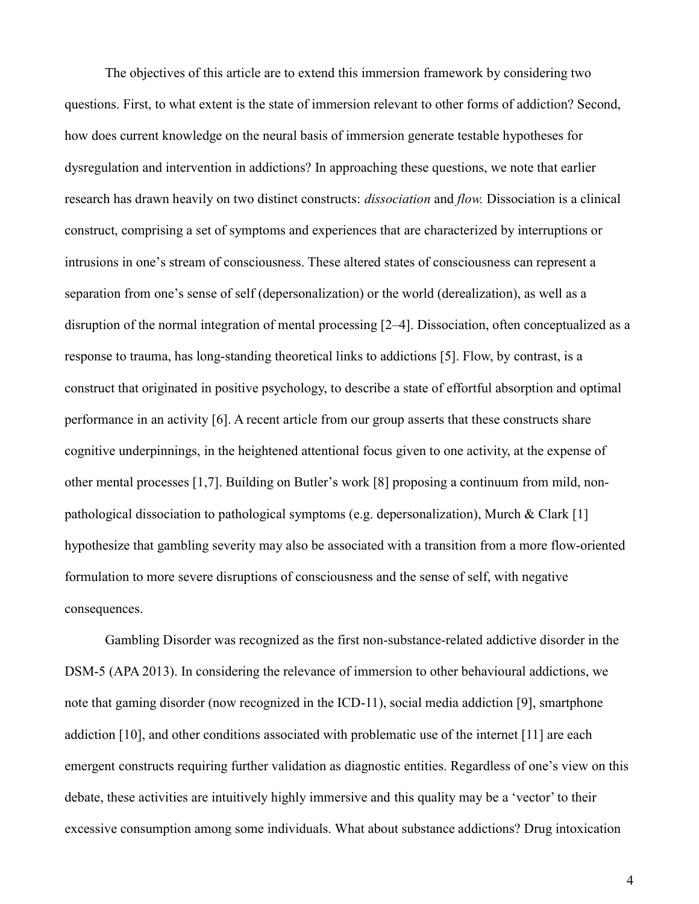The objectives of this article are to extend this immersion framework by considering two questions. First, to what extent is the state of immersion relevant to other forms of addiction? Second, how does current knowledge on the neural basis of immersion generate testable hypotheses for dysregulation and intervention in addictions? In approaching these questions, we note that earlier research has drawn heavily on two distinct constructs: *dissociation* and *flow.* Dissociation is a clinical construct, comprising a set of symptoms and experiences that are characterized by interruptions or intrusions in one's stream of consciousness. These altered states of consciousness can represent a separation from one's sense of self (depersonalization) or the world (derealization), as well as a disruption of the normal integration of mental processing [2–4]. Dissociation, often conceptualized as a response to trauma, has long-standing theoretical links to addictions [5]. Flow, by contrast, is a construct that originated in positive psychology, to describe a state of effortful absorption and optimal performance in an activity [6]. A recent article from our group asserts that these constructs share cognitive underpinnings, in the heightened attentional focus given to one activity, at the expense of other mental processes [1,7]. Building on Butler's work [8] proposing a continuum from mild, non-pathological dissociation to pathological symptoms (e.g. depersonalization), Murch & Clark [1] hypothesize that gambling severity may also be associated with a transition from a more flow-oriented formulation to more severe disruptions of consciousness and the sense of self, with negative consequences.

Gambling Disorder was recognized as the first non-substance-related addictive disorder in the DSM-5 (APA 2013). In considering the relevance of immersion to other behavioural addictions, we note that gaming disorder (now recognized in the ICD-11), social media addiction [9], smartphone addiction [10], and other conditions associated with problematic use of the internet [11] are each emergent constructs requiring further validation as diagnostic entities. Regardless of one's view on this debate, these activities are intuitively highly immersive and this quality may be a 'vector' to their excessive consumption among some individuals. What about substance addictions? Drug intoxication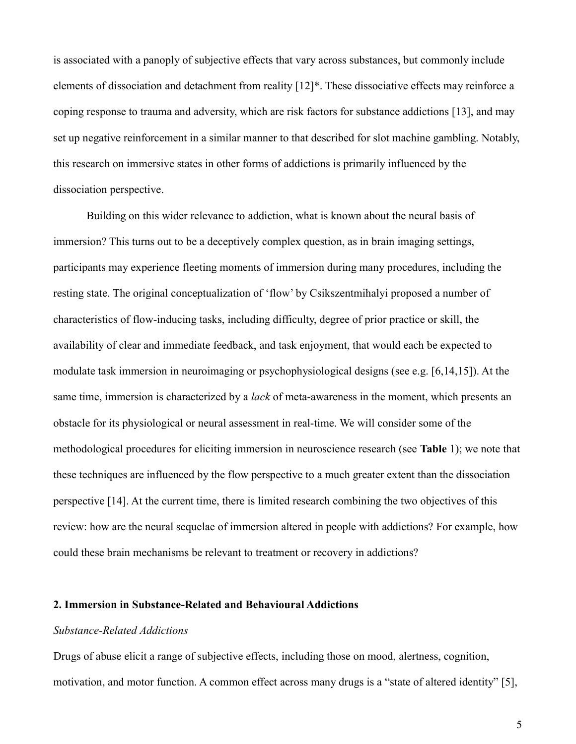is associated with a panoply of subjective effects that vary across substances, but commonly include elements of dissociation and detachment from reality [12]*. These dissociative effects may reinforce a coping response to trauma and adversity, which are risk factors for substance addictions [13], and may set up negative reinforcement in a similar manner to that described for slot machine gambling. Notably, this research on immersive states in other forms of addictions is primarily influenced by the dissociation perspective.

Building on this wider relevance to addiction, what is known about the neural basis of immersion? This turns out to be a deceptively complex question, as in brain imaging settings, participants may experience fleeting moments of immersion during many procedures, including the resting state. The original conceptualization of 'flow' by Csikszentmihalyi proposed a number of characteristics of flow-inducing tasks, including difficulty, degree of prior practice or skill, the availability of clear and immediate feedback, and task enjoyment, that would each be expected to modulate task immersion in neuroimaging or psychophysiological designs (see e.g. [6,14,15]). At the same time, immersion is characterized by a *lack* of meta-awareness in the moment, which presents an obstacle for its physiological or neural assessment in real-time. We will consider some of the methodological procedures for eliciting immersion in neuroscience research (see **Table** 1); we note that these techniques are influenced by the flow perspective to a much greater extent than the dissociation perspective [14]. At the current time, there is limited research combining the two objectives of this review: how are the neural sequelae of immersion altered in people with addictions? For example, how could these brain mechanisms be relevant to treatment or recovery in addictions?

## 2. Immersion in Substance-Related and Behavioural Addictions

### *Substance-Related Addictions*

Drugs of abuse elicit a range of subjective effects, including those on mood, alertness, cognition, motivation, and motor function. A common effect across many drugs is a "state of altered identity" [5],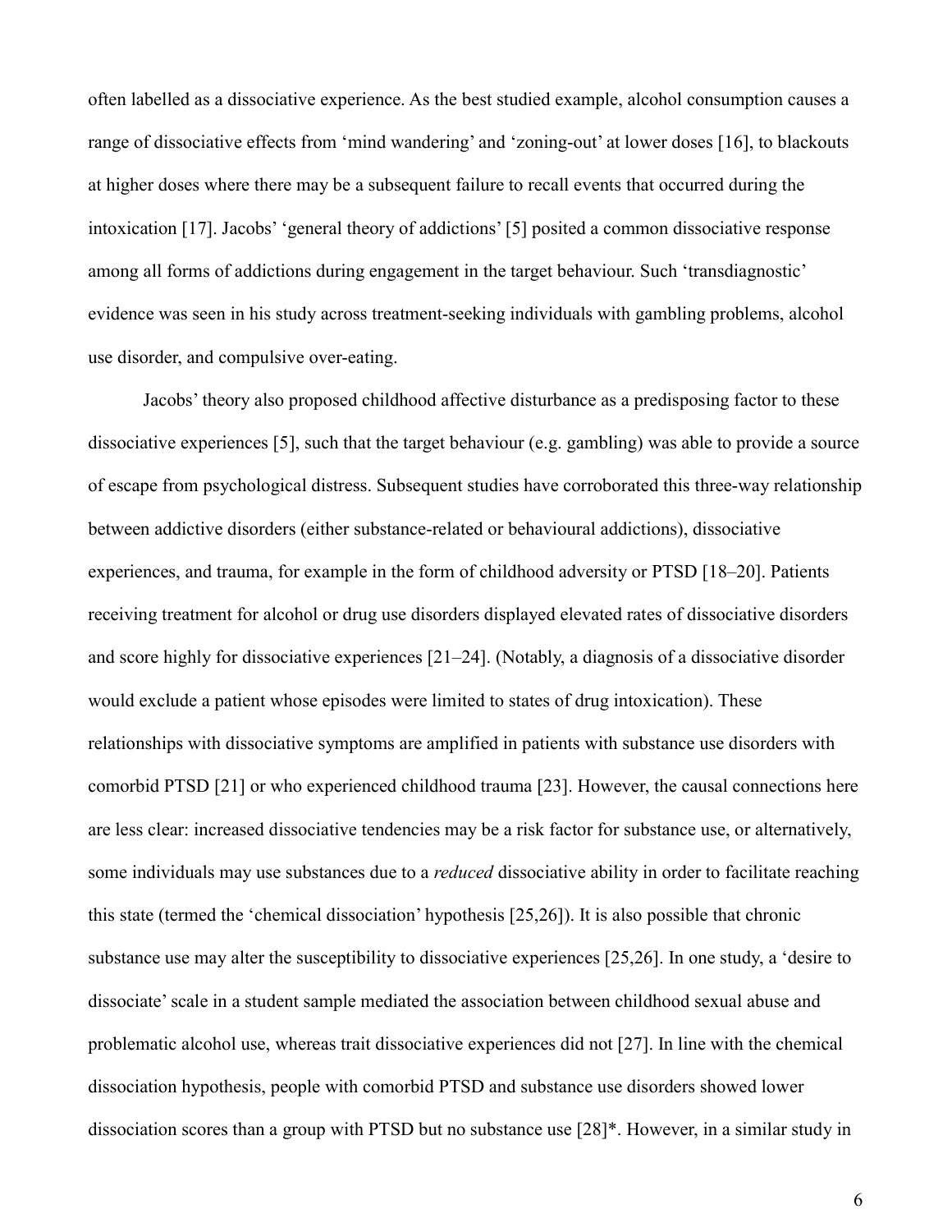often labelled as a dissociative experience. As the best studied example, alcohol consumption causes a range of dissociative effects from 'mind wandering' and 'zoning-out' at lower doses [16], to blackouts at higher doses where there may be a subsequent failure to recall events that occurred during the intoxication [17]. Jacobs' 'general theory of addictions' [5] posited a common dissociative response among all forms of addictions during engagement in the target behaviour. Such 'transdiagnostic' evidence was seen in his study across treatment-seeking individuals with gambling problems, alcohol use disorder, and compulsive over-eating.

Jacobs' theory also proposed childhood affective disturbance as a predisposing factor to these dissociative experiences [5], such that the target behaviour (e.g. gambling) was able to provide a source of escape from psychological distress. Subsequent studies have corroborated this three-way relationship between addictive disorders (either substance-related or behavioural addictions), dissociative experiences, and trauma, for example in the form of childhood adversity or PTSD [18–20]. Patients receiving treatment for alcohol or drug use disorders displayed elevated rates of dissociative disorders and score highly for dissociative experiences [21–24]. (Notably, a diagnosis of a dissociative disorder would exclude a patient whose episodes were limited to states of drug intoxication). These relationships with dissociative symptoms are amplified in patients with substance use disorders with comorbid PTSD [21] or who experienced childhood trauma [23]. However, the causal connections here are less clear: increased dissociative tendencies may be a risk factor for substance use, or alternatively, some individuals may use substances due to a *reduced* dissociative ability in order to facilitate reaching this state (termed the 'chemical dissociation' hypothesis [25,26]). It is also possible that chronic substance use may alter the susceptibility to dissociative experiences [25,26]. In one study, a 'desire to dissociate' scale in a student sample mediated the association between childhood sexual abuse and problematic alcohol use, whereas trait dissociative experiences did not [27]. In line with the chemical dissociation hypothesis, people with comorbid PTSD and substance use disorders showed lower dissociation scores than a group with PTSD but no substance use [28]*. However, in a similar study in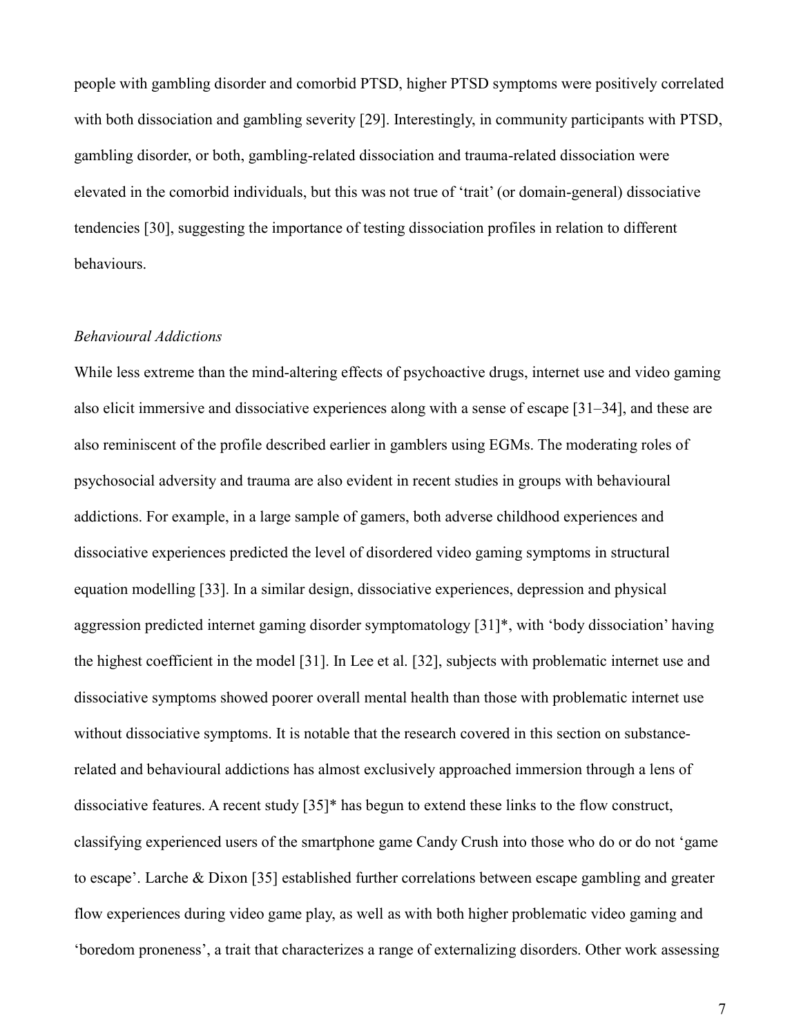people with gambling disorder and comorbid PTSD, higher PTSD symptoms were positively correlated with both dissociation and gambling severity [29]. Interestingly, in community participants with PTSD, gambling disorder, or both, gambling-related dissociation and trauma-related dissociation were elevated in the comorbid individuals, but this was not true of 'trait' (or domain-general) dissociative tendencies [30], suggesting the importance of testing dissociation profiles in relation to different behaviours.

*Behavioural Addictions*

While less extreme than the mind-altering effects of psychoactive drugs, internet use and video gaming also elicit immersive and dissociative experiences along with a sense of escape [31–34], and these are also reminiscent of the profile described earlier in gamblers using EGMs. The moderating roles of psychosocial adversity and trauma are also evident in recent studies in groups with behavioural addictions. For example, in a large sample of gamers, both adverse childhood experiences and dissociative experiences predicted the level of disordered video gaming symptoms in structural equation modelling [33]. In a similar design, dissociative experiences, depression and physical aggression predicted internet gaming disorder symptomatology [31]*, with 'body dissociation' having the highest coefficient in the model [31]. In Lee et al. [32], subjects with problematic internet use and dissociative symptoms showed poorer overall mental health than those with problematic internet use without dissociative symptoms. It is notable that the research covered in this section on substance-related and behavioural addictions has almost exclusively approached immersion through a lens of dissociative features. A recent study [35]* has begun to extend these links to the flow construct, classifying experienced users of the smartphone game Candy Crush into those who do or do not 'game to escape'. Larche & Dixon [35] established further correlations between escape gambling and greater flow experiences during video game play, as well as with both higher problematic video gaming and 'boredom proneness', a trait that characterizes a range of externalizing disorders. Other work assessing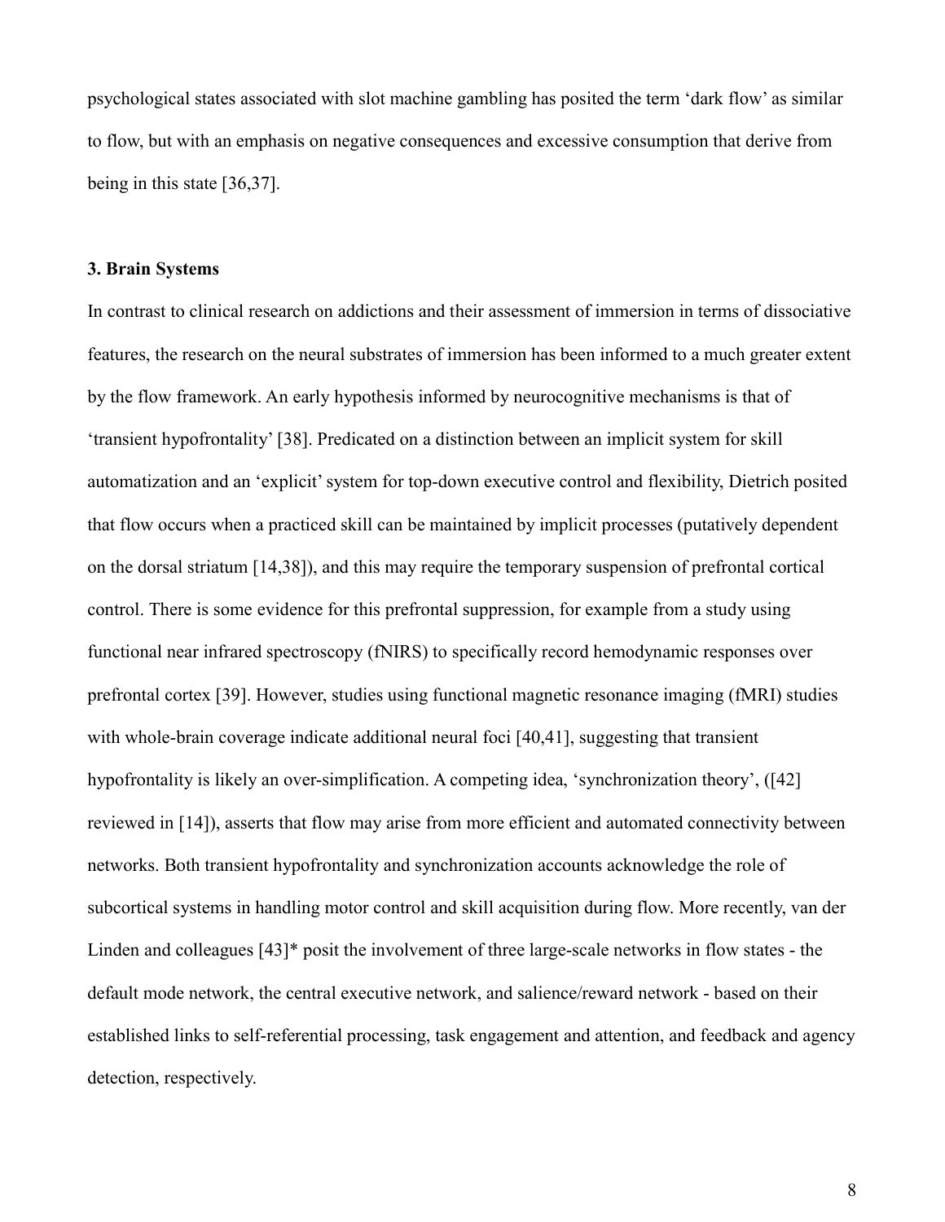psychological states associated with slot machine gambling has posited the term 'dark flow' as similar to flow, but with an emphasis on negative consequences and excessive consumption that derive from being in this state [36,37].

## 3. Brain Systems

In contrast to clinical research on addictions and their assessment of immersion in terms of dissociative features, the research on the neural substrates of immersion has been informed to a much greater extent by the flow framework. An early hypothesis informed by neurocognitive mechanisms is that of 'transient hypofrontality' [38]. Predicated on a distinction between an implicit system for skill automatization and an 'explicit' system for top-down executive control and flexibility, Dietrich posited that flow occurs when a practiced skill can be maintained by implicit processes (putatively dependent on the dorsal striatum [14,38]), and this may require the temporary suspension of prefrontal cortical control. There is some evidence for this prefrontal suppression, for example from a study using functional near infrared spectroscopy (fNIRS) to specifically record hemodynamic responses over prefrontal cortex [39]. However, studies using functional magnetic resonance imaging (fMRI) studies with whole-brain coverage indicate additional neural foci [40,41], suggesting that transient hypofrontality is likely an over-simplification. A competing idea, 'synchronization theory', ([42] reviewed in [14]), asserts that flow may arise from more efficient and automated connectivity between networks. Both transient hypofrontality and synchronization accounts acknowledge the role of subcortical systems in handling motor control and skill acquisition during flow. More recently, van der Linden and colleagues [43]* posit the involvement of three large-scale networks in flow states - the default mode network, the central executive network, and salience/reward network - based on their established links to self-referential processing, task engagement and attention, and feedback and agency detection, respectively.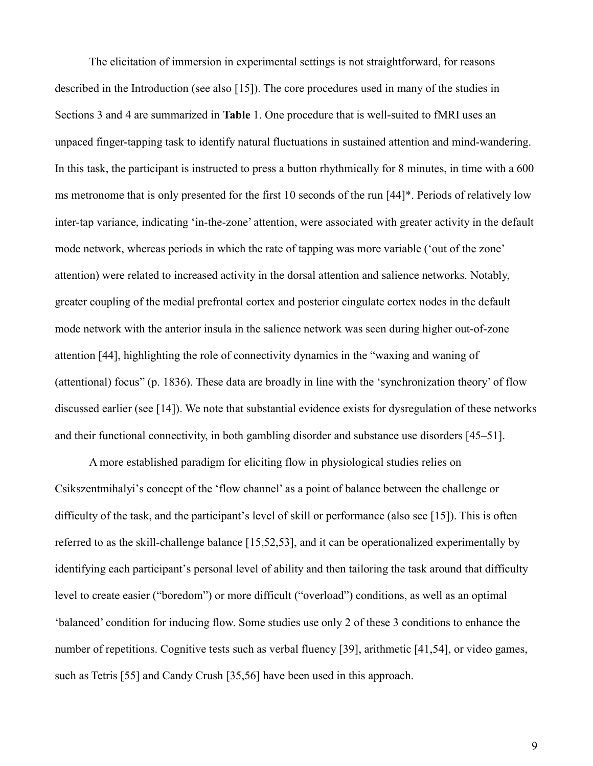The elicitation of immersion in experimental settings is not straightforward, for reasons described in the Introduction (see also [15]). The core procedures used in many of the studies in Sections 3 and 4 are summarized in **Table** 1. One procedure that is well-suited to fMRI uses an unpaced finger-tapping task to identify natural fluctuations in sustained attention and mind-wandering. In this task, the participant is instructed to press a button rhythmically for 8 minutes, in time with a 600 ms metronome that is only presented for the first 10 seconds of the run [44]*. Periods of relatively low inter-tap variance, indicating 'in-the-zone' attention, were associated with greater activity in the default mode network, whereas periods in which the rate of tapping was more variable ('out of the zone' attention) were related to increased activity in the dorsal attention and salience networks. Notably, greater coupling of the medial prefrontal cortex and posterior cingulate cortex nodes in the default mode network with the anterior insula in the salience network was seen during higher out-of-zone attention [44], highlighting the role of connectivity dynamics in the "waxing and waning of (attentional) focus" (p. 1836). These data are broadly in line with the 'synchronization theory' of flow discussed earlier (see [14]). We note that substantial evidence exists for dysregulation of these networks and their functional connectivity, in both gambling disorder and substance use disorders [45–51].

A more established paradigm for eliciting flow in physiological studies relies on Csikszentmihalyi's concept of the 'flow channel' as a point of balance between the challenge or difficulty of the task, and the participant's level of skill or performance (also see [15]). This is often referred to as the skill-challenge balance [15,52,53], and it can be operationalized experimentally by identifying each participant's personal level of ability and then tailoring the task around that difficulty level to create easier ("boredom") or more difficult ("overload") conditions, as well as an optimal 'balanced' condition for inducing flow. Some studies use only 2 of these 3 conditions to enhance the number of repetitions. Cognitive tests such as verbal fluency [39], arithmetic [41,54], or video games, such as Tetris [55] and Candy Crush [35,56] have been used in this approach.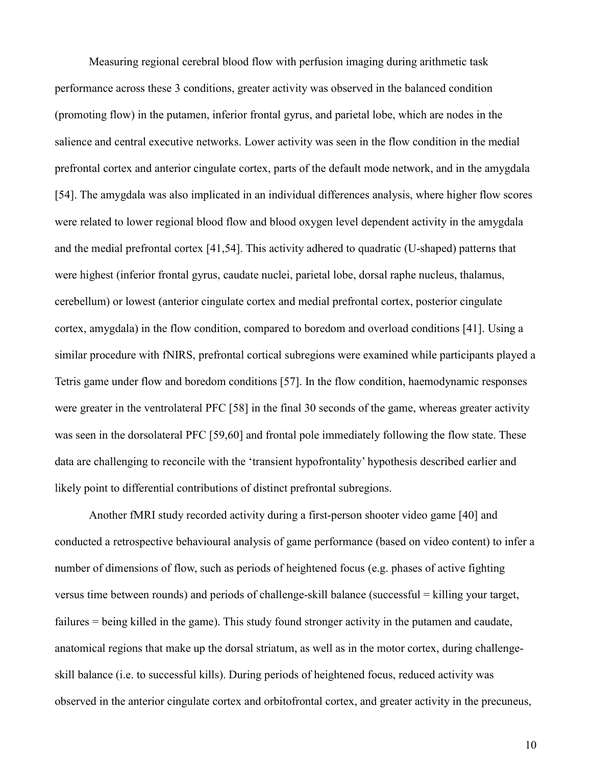Measuring regional cerebral blood flow with perfusion imaging during arithmetic task performance across these 3 conditions, greater activity was observed in the balanced condition (promoting flow) in the putamen, inferior frontal gyrus, and parietal lobe, which are nodes in the salience and central executive networks. Lower activity was seen in the flow condition in the medial prefrontal cortex and anterior cingulate cortex, parts of the default mode network, and in the amygdala [54]. The amygdala was also implicated in an individual differences analysis, where higher flow scores were related to lower regional blood flow and blood oxygen level dependent activity in the amygdala and the medial prefrontal cortex [41,54]. This activity adhered to quadratic (U-shaped) patterns that were highest (inferior frontal gyrus, caudate nuclei, parietal lobe, dorsal raphe nucleus, thalamus, cerebellum) or lowest (anterior cingulate cortex and medial prefrontal cortex, posterior cingulate cortex, amygdala) in the flow condition, compared to boredom and overload conditions [41]. Using a similar procedure with fNIRS, prefrontal cortical subregions were examined while participants played a Tetris game under flow and boredom conditions [57]. In the flow condition, haemodynamic responses were greater in the ventrolateral PFC [58] in the final 30 seconds of the game, whereas greater activity was seen in the dorsolateral PFC [59,60] and frontal pole immediately following the flow state. These data are challenging to reconcile with the 'transient hypofrontality' hypothesis described earlier and likely point to differential contributions of distinct prefrontal subregions.

Another fMRI study recorded activity during a first-person shooter video game [40] and conducted a retrospective behavioural analysis of game performance (based on video content) to infer a number of dimensions of flow, such as periods of heightened focus (e.g. phases of active fighting versus time between rounds) and periods of challenge-skill balance (successful = killing your target, failures = being killed in the game). This study found stronger activity in the putamen and caudate, anatomical regions that make up the dorsal striatum, as well as in the motor cortex, during challenge-skill balance (i.e. to successful kills). During periods of heightened focus, reduced activity was observed in the anterior cingulate cortex and orbitofrontal cortex, and greater activity in the precuneus,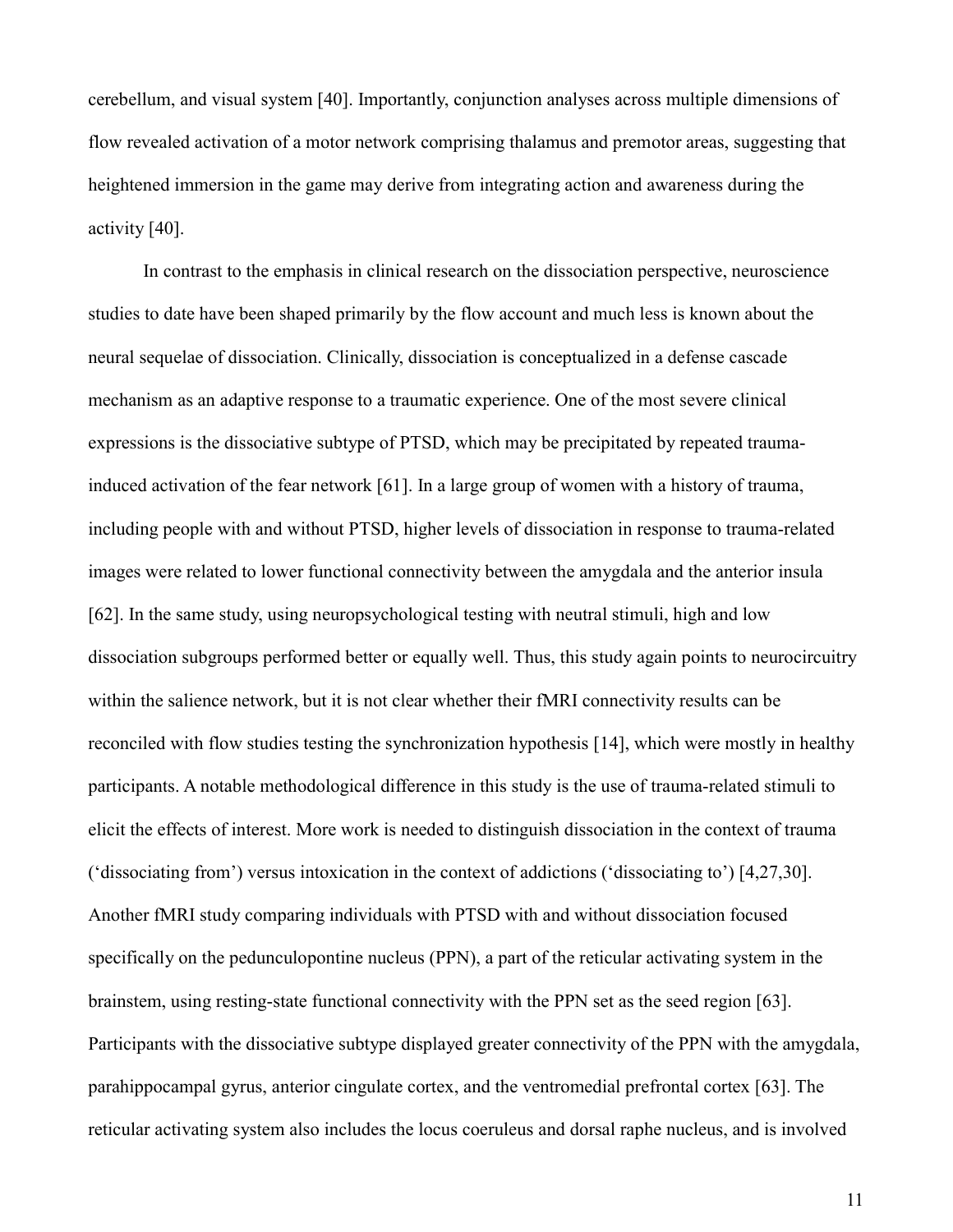cerebellum, and visual system [40]. Importantly, conjunction analyses across multiple dimensions of flow revealed activation of a motor network comprising thalamus and premotor areas, suggesting that heightened immersion in the game may derive from integrating action and awareness during the activity [40].

In contrast to the emphasis in clinical research on the dissociation perspective, neuroscience studies to date have been shaped primarily by the flow account and much less is known about the neural sequelae of dissociation. Clinically, dissociation is conceptualized in a defense cascade mechanism as an adaptive response to a traumatic experience. One of the most severe clinical expressions is the dissociative subtype of PTSD, which may be precipitated by repeated trauma-induced activation of the fear network [61]. In a large group of women with a history of trauma, including people with and without PTSD, higher levels of dissociation in response to trauma-related images were related to lower functional connectivity between the amygdala and the anterior insula [62]. In the same study, using neuropsychological testing with neutral stimuli, high and low dissociation subgroups performed better or equally well. Thus, this study again points to neurocircuitry within the salience network, but it is not clear whether their fMRI connectivity results can be reconciled with flow studies testing the synchronization hypothesis [14], which were mostly in healthy participants. A notable methodological difference in this study is the use of trauma-related stimuli to elicit the effects of interest. More work is needed to distinguish dissociation in the context of trauma ('dissociating from') versus intoxication in the context of addictions ('dissociating to') [4,27,30]. Another fMRI study comparing individuals with PTSD with and without dissociation focused specifically on the pedunculopontine nucleus (PPN), a part of the reticular activating system in the brainstem, using resting-state functional connectivity with the PPN set as the seed region [63]. Participants with the dissociative subtype displayed greater connectivity of the PPN with the amygdala, parahippocampal gyrus, anterior cingulate cortex, and the ventromedial prefrontal cortex [63]. The reticular activating system also includes the locus coeruleus and dorsal raphe nucleus, and is involved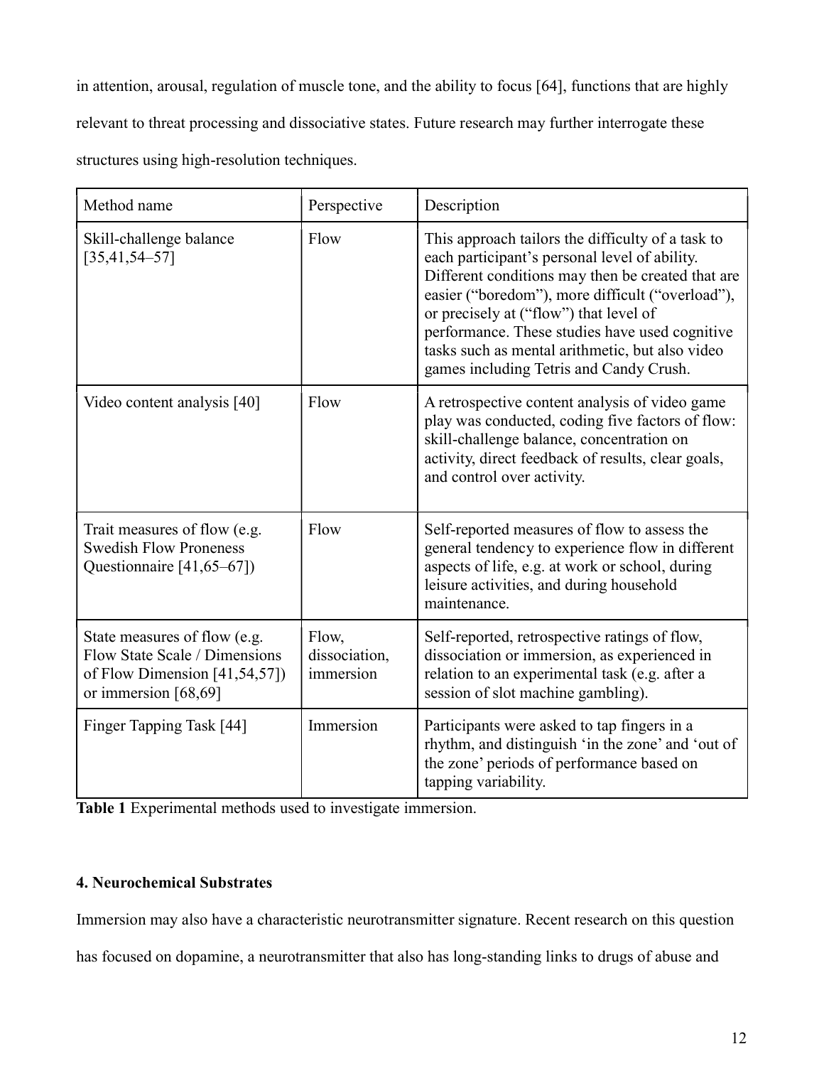in attention, arousal, regulation of muscle tone, and the ability to focus [64], functions that are highly relevant to threat processing and dissociative states. Future research may further interrogate these structures using high-resolution techniques.

| Method name | Perspective | Description |
|---|---|---|
| Skill-challenge balance [35,41,54–57] | Flow | This approach tailors the difficulty of a task to each participant's personal level of ability. Different conditions may then be created that are easier ("boredom"), more difficult ("overload"), or precisely at ("flow") that level of performance. These studies have used cognitive tasks such as mental arithmetic, but also video games including Tetris and Candy Crush. |
| Video content analysis [40] | Flow | A retrospective content analysis of video game play was conducted, coding five factors of flow: skill-challenge balance, concentration on activity, direct feedback of results, clear goals, and control over activity. |
| Trait measures of flow (e.g. Swedish Flow Proneness Questionnaire [41,65–67]) | Flow | Self-reported measures of flow to assess the general tendency to experience flow in different aspects of life, e.g. at work or school, during leisure activities, and during household maintenance. |
| State measures of flow (e.g. Flow State Scale / Dimensions of Flow Dimension [41,54,57]) or immersion [68,69] | Flow, dissociation, immersion | Self-reported, retrospective ratings of flow, dissociation or immersion, as experienced in relation to an experimental task (e.g. after a session of slot machine gambling). |
| Finger Tapping Task [44] | Immersion | Participants were asked to tap fingers in a rhythm, and distinguish 'in the zone' and 'out of the zone' periods of performance based on tapping variability. |

**Table 1** Experimental methods used to investigate immersion.

### 4. Neurochemical Substrates

Immersion may also have a characteristic neurotransmitter signature. Recent research on this question has focused on dopamine, a neurotransmitter that also has long-standing links to drugs of abuse and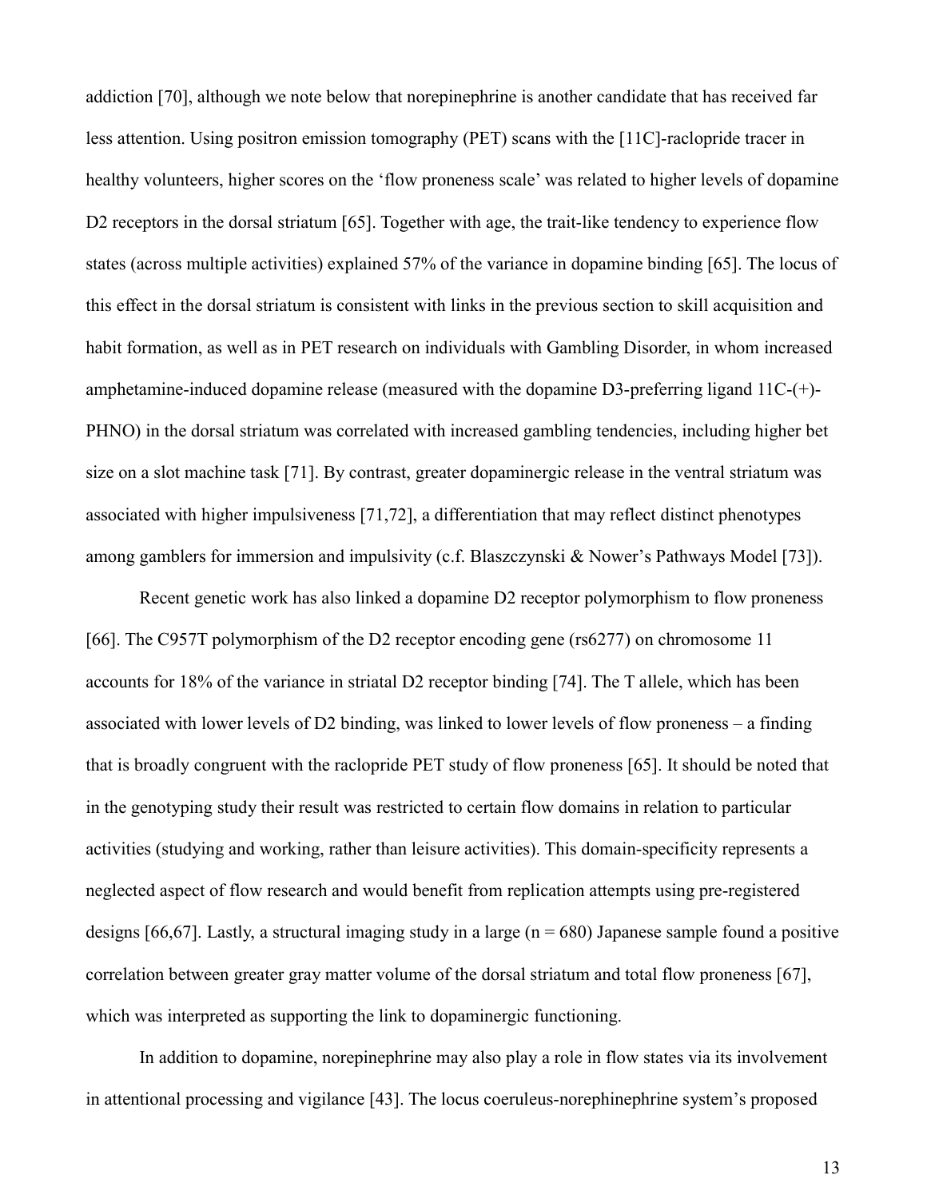addiction [70], although we note below that norepinephrine is another candidate that has received far less attention. Using positron emission tomography (PET) scans with the [11C]-raclopride tracer in healthy volunteers, higher scores on the 'flow proneness scale' was related to higher levels of dopamine D2 receptors in the dorsal striatum [65]. Together with age, the trait-like tendency to experience flow states (across multiple activities) explained 57% of the variance in dopamine binding [65]. The locus of this effect in the dorsal striatum is consistent with links in the previous section to skill acquisition and habit formation, as well as in PET research on individuals with Gambling Disorder, in whom increased amphetamine-induced dopamine release (measured with the dopamine D3-preferring ligand 11C-(+)-PHNO) in the dorsal striatum was correlated with increased gambling tendencies, including higher bet size on a slot machine task [71]. By contrast, greater dopaminergic release in the ventral striatum was associated with higher impulsiveness [71,72], a differentiation that may reflect distinct phenotypes among gamblers for immersion and impulsivity (c.f. Blaszczynski & Nower's Pathways Model [73]).

Recent genetic work has also linked a dopamine D2 receptor polymorphism to flow proneness [66]. The C957T polymorphism of the D2 receptor encoding gene (rs6277) on chromosome 11 accounts for 18% of the variance in striatal D2 receptor binding [74]. The T allele, which has been associated with lower levels of D2 binding, was linked to lower levels of flow proneness – a finding that is broadly congruent with the raclopride PET study of flow proneness [65]. It should be noted that in the genotyping study their result was restricted to certain flow domains in relation to particular activities (studying and working, rather than leisure activities). This domain-specificity represents a neglected aspect of flow research and would benefit from replication attempts using pre-registered designs [66,67]. Lastly, a structural imaging study in a large ($n = 680$) Japanese sample found a positive correlation between greater gray matter volume of the dorsal striatum and total flow proneness [67], which was interpreted as supporting the link to dopaminergic functioning.

In addition to dopamine, norepinephrine may also play a role in flow states via its involvement in attentional processing and vigilance [43]. The locus coeruleus-norephinephrine system's proposed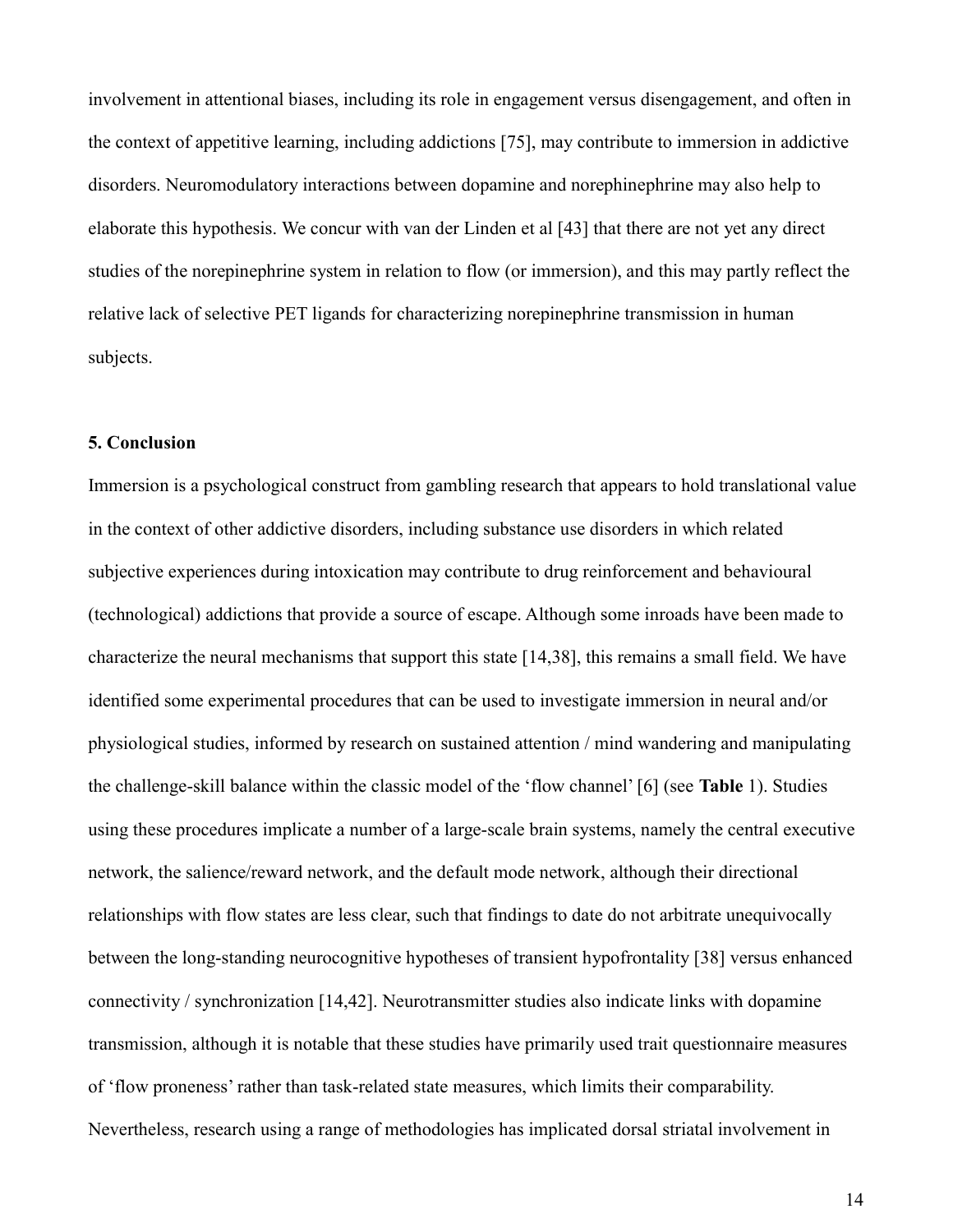involvement in attentional biases, including its role in engagement versus disengagement, and often in the context of appetitive learning, including addictions [75], may contribute to immersion in addictive disorders. Neuromodulatory interactions between dopamine and norephinephrine may also help to elaborate this hypothesis. We concur with van der Linden et al [43] that there are not yet any direct studies of the norepinephrine system in relation to flow (or immersion), and this may partly reflect the relative lack of selective PET ligands for characterizing norepinephrine transmission in human subjects.

## 5. Conclusion

Immersion is a psychological construct from gambling research that appears to hold translational value in the context of other addictive disorders, including substance use disorders in which related subjective experiences during intoxication may contribute to drug reinforcement and behavioural (technological) addictions that provide a source of escape. Although some inroads have been made to characterize the neural mechanisms that support this state [14,38], this remains a small field. We have identified some experimental procedures that can be used to investigate immersion in neural and/or physiological studies, informed by research on sustained attention / mind wandering and manipulating the challenge-skill balance within the classic model of the 'flow channel' [6] (see **Table** 1). Studies using these procedures implicate a number of a large-scale brain systems, namely the central executive network, the salience/reward network, and the default mode network, although their directional relationships with flow states are less clear, such that findings to date do not arbitrate unequivocally between the long-standing neurocognitive hypotheses of transient hypofrontality [38] versus enhanced connectivity / synchronization [14,42]. Neurotransmitter studies also indicate links with dopamine transmission, although it is notable that these studies have primarily used trait questionnaire measures of 'flow proneness' rather than task-related state measures, which limits their comparability. Nevertheless, research using a range of methodologies has implicated dorsal striatal involvement in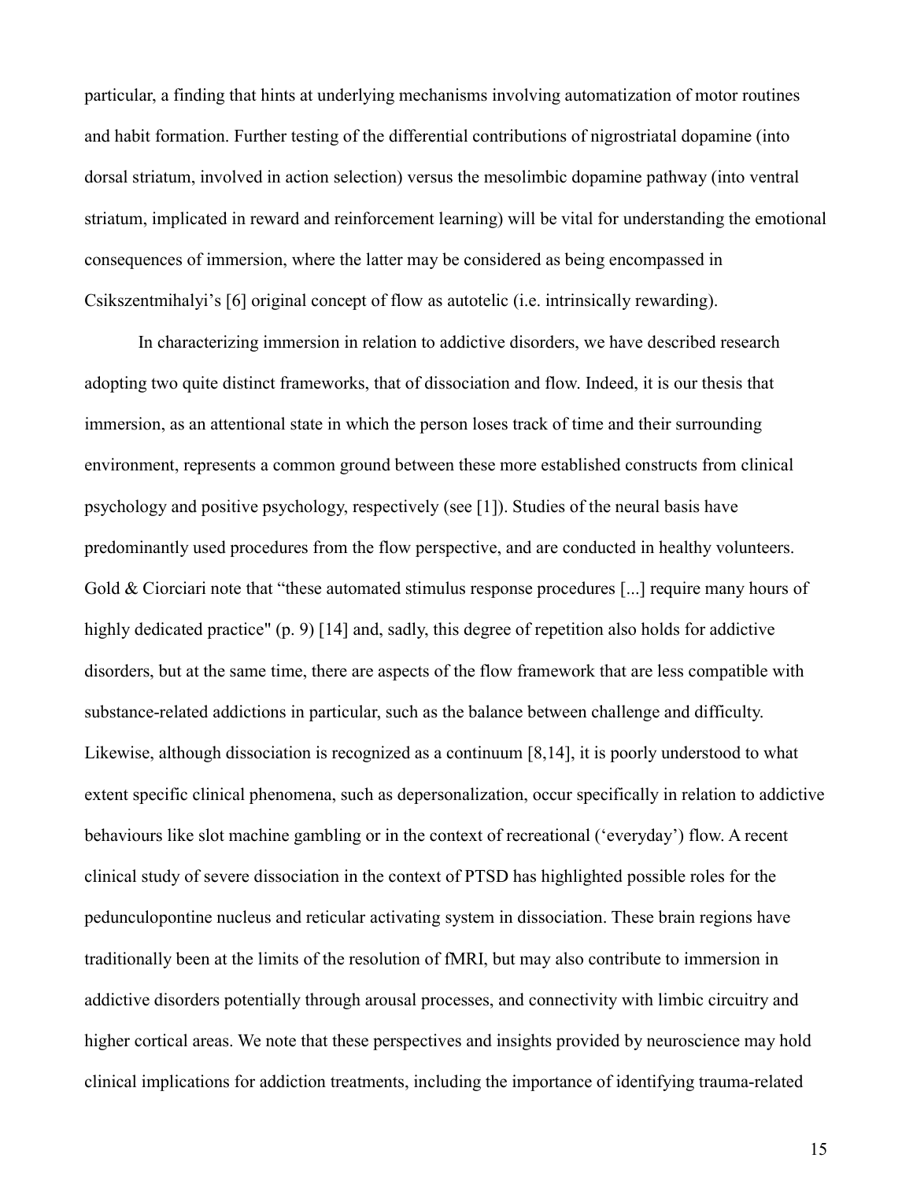particular, a finding that hints at underlying mechanisms involving automatization of motor routines and habit formation. Further testing of the differential contributions of nigrostriatal dopamine (into dorsal striatum, involved in action selection) versus the mesolimbic dopamine pathway (into ventral striatum, implicated in reward and reinforcement learning) will be vital for understanding the emotional consequences of immersion, where the latter may be considered as being encompassed in Csikszentmihalyi's [6] original concept of flow as autotelic (i.e. intrinsically rewarding).

In characterizing immersion in relation to addictive disorders, we have described research adopting two quite distinct frameworks, that of dissociation and flow. Indeed, it is our thesis that immersion, as an attentional state in which the person loses track of time and their surrounding environment, represents a common ground between these more established constructs from clinical psychology and positive psychology, respectively (see [1]). Studies of the neural basis have predominantly used procedures from the flow perspective, and are conducted in healthy volunteers. Gold & Ciorciari note that "these automated stimulus response procedures [...] require many hours of highly dedicated practice" (p. 9) [14] and, sadly, this degree of repetition also holds for addictive disorders, but at the same time, there are aspects of the flow framework that are less compatible with substance-related addictions in particular, such as the balance between challenge and difficulty. Likewise, although dissociation is recognized as a continuum [8,14], it is poorly understood to what extent specific clinical phenomena, such as depersonalization, occur specifically in relation to addictive behaviours like slot machine gambling or in the context of recreational ('everyday') flow. A recent clinical study of severe dissociation in the context of PTSD has highlighted possible roles for the pedunculopontine nucleus and reticular activating system in dissociation. These brain regions have traditionally been at the limits of the resolution of fMRI, but may also contribute to immersion in addictive disorders potentially through arousal processes, and connectivity with limbic circuitry and higher cortical areas. We note that these perspectives and insights provided by neuroscience may hold clinical implications for addiction treatments, including the importance of identifying trauma-related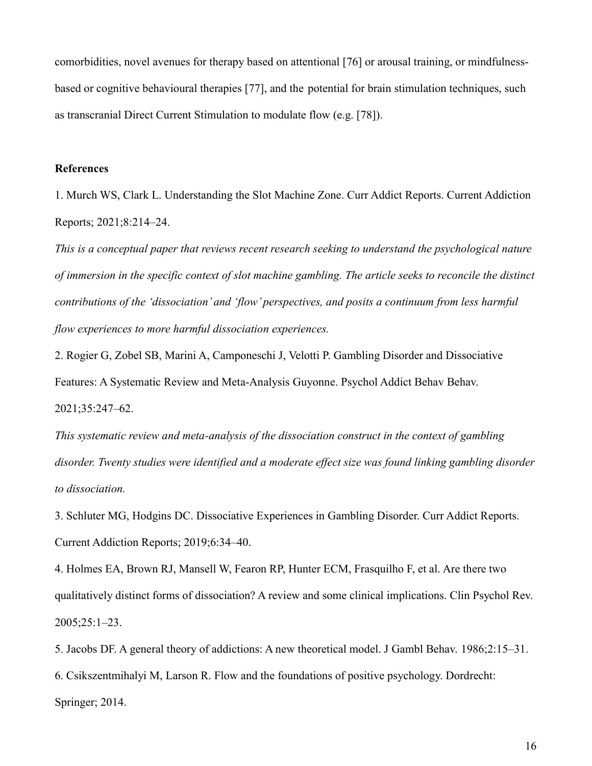comorbidities, novel avenues for therapy based on attentional [76] or arousal training, or mindfulness-based or cognitive behavioural therapies [77], and the potential for brain stimulation techniques, such as transcranial Direct Current Stimulation to modulate flow (e.g. [78]).

**References**

1. Murch WS, Clark L. Understanding the Slot Machine Zone. Curr Addict Reports. Current Addiction Reports; 2021;8:214–24.

*This is a conceptual paper that reviews recent research seeking to understand the psychological nature of immersion in the specific context of slot machine gambling. The article seeks to reconcile the distinct contributions of the 'dissociation' and 'flow' perspectives, and posits a continuum from less harmful flow experiences to more harmful dissociation experiences.*

2. Rogier G, Zobel SB, Marini A, Camponeschi J, Velotti P. Gambling Disorder and Dissociative Features: A Systematic Review and Meta-Analysis Guyonne. Psychol Addict Behav Behav. 2021;35:247–62.

*This systematic review and meta-analysis of the dissociation construct in the context of gambling disorder. Twenty studies were identified and a moderate effect size was found linking gambling disorder to dissociation.*

3. Schluter MG, Hodgins DC. Dissociative Experiences in Gambling Disorder. Curr Addict Reports. Current Addiction Reports; 2019;6:34–40.

4. Holmes EA, Brown RJ, Mansell W, Fearon RP, Hunter ECM, Frasquilho F, et al. Are there two qualitatively distinct forms of dissociation? A review and some clinical implications. Clin Psychol Rev. 2005;25:1–23.

5. Jacobs DF. A general theory of addictions: A new theoretical model. J Gambl Behav. 1986;2:15–31.

6. Csikszentmihalyi M, Larson R. Flow and the foundations of positive psychology. Dordrecht: Springer; 2014.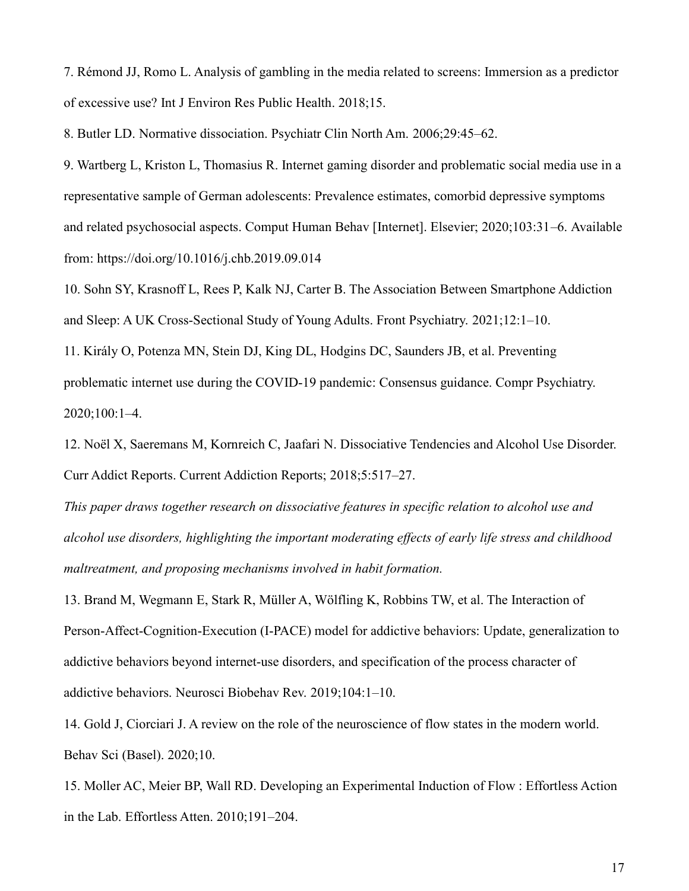7. Rémond JJ, Romo L. Analysis of gambling in the media related to screens: Immersion as a predictor of excessive use? Int J Environ Res Public Health. 2018;15.

8. Butler LD. Normative dissociation. Psychiatr Clin North Am. 2006;29:45–62.

9. Wartberg L, Kriston L, Thomasius R. Internet gaming disorder and problematic social media use in a representative sample of German adolescents: Prevalence estimates, comorbid depressive symptoms and related psychosocial aspects. Comput Human Behav [Internet]. Elsevier; 2020;103:31–6. Available from: https://doi.org/10.1016/j.chb.2019.09.014

10. Sohn SY, Krasnoff L, Rees P, Kalk NJ, Carter B. The Association Between Smartphone Addiction and Sleep: A UK Cross-Sectional Study of Young Adults. Front Psychiatry. 2021;12:1–10.

11. Király O, Potenza MN, Stein DJ, King DL, Hodgins DC, Saunders JB, et al. Preventing problematic internet use during the COVID-19 pandemic: Consensus guidance. Compr Psychiatry. 2020;100:1–4.

12. Noël X, Saeremans M, Kornreich C, Jaafari N. Dissociative Tendencies and Alcohol Use Disorder. Curr Addict Reports. Current Addiction Reports; 2018;5:517–27.

*This paper draws together research on dissociative features in specific relation to alcohol use and alcohol use disorders, highlighting the important moderating effects of early life stress and childhood maltreatment, and proposing mechanisms involved in habit formation.*

13. Brand M, Wegmann E, Stark R, Müller A, Wölfling K, Robbins TW, et al. The Interaction of Person-Affect-Cognition-Execution (I-PACE) model for addictive behaviors: Update, generalization to addictive behaviors beyond internet-use disorders, and specification of the process character of addictive behaviors. Neurosci Biobehav Rev. 2019;104:1–10.

14. Gold J, Ciorciari J. A review on the role of the neuroscience of flow states in the modern world. Behav Sci (Basel). 2020;10.

15. Moller AC, Meier BP, Wall RD. Developing an Experimental Induction of Flow : Effortless Action in the Lab. Effortless Atten. 2010;191–204.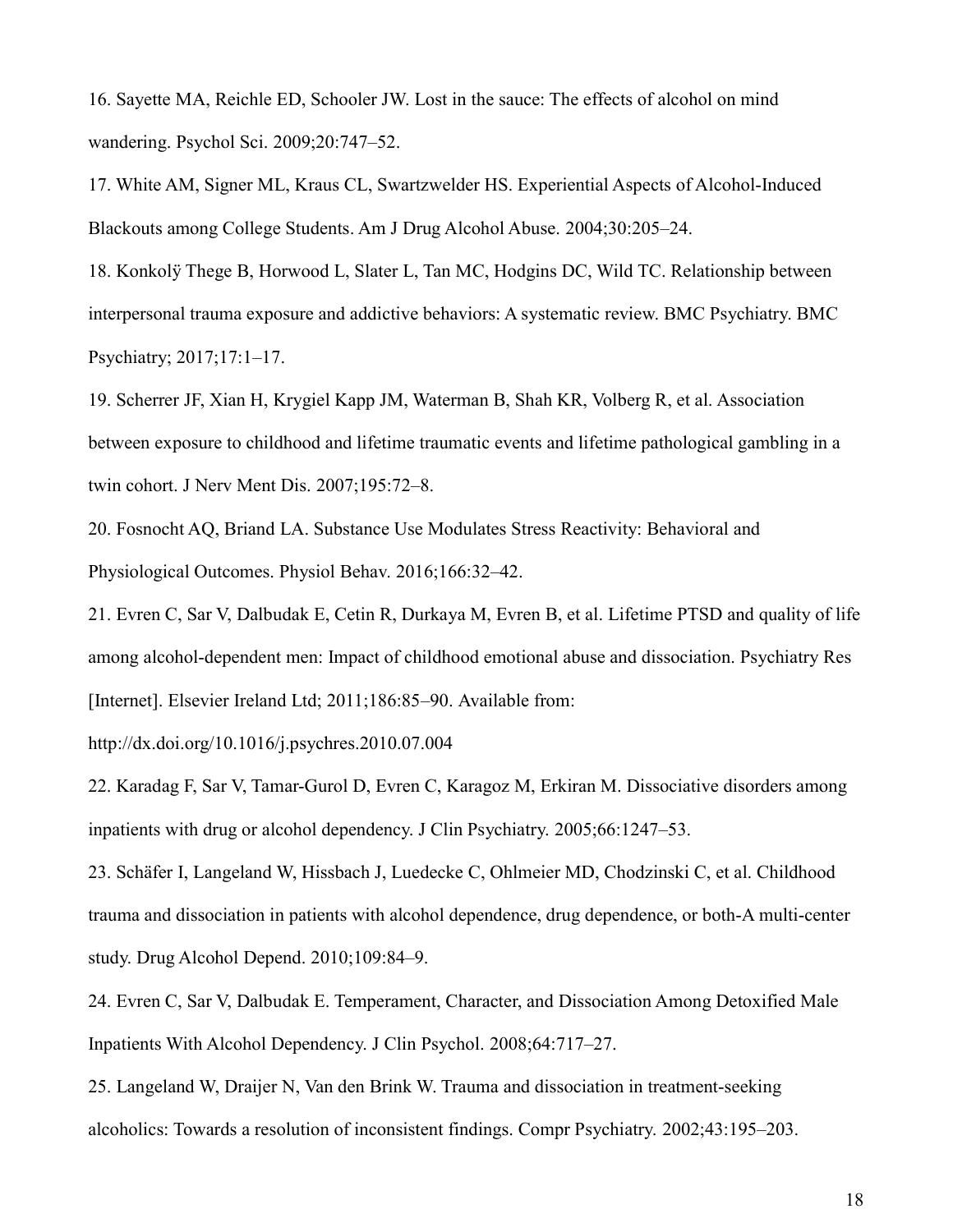16. Sayette MA, Reichle ED, Schooler JW. Lost in the sauce: The effects of alcohol on mind wandering. Psychol Sci. 2009;20:747–52.

17. White AM, Signer ML, Kraus CL, Swartzwelder HS. Experiential Aspects of Alcohol-Induced Blackouts among College Students. Am J Drug Alcohol Abuse. 2004;30:205–24.

18. Konkolÿ Thege B, Horwood L, Slater L, Tan MC, Hodgins DC, Wild TC. Relationship between interpersonal trauma exposure and addictive behaviors: A systematic review. BMC Psychiatry. BMC Psychiatry; 2017;17:1–17.

19. Scherrer JF, Xian H, Krygiel Kapp JM, Waterman B, Shah KR, Volberg R, et al. Association between exposure to childhood and lifetime traumatic events and lifetime pathological gambling in a twin cohort. J Nerv Ment Dis. 2007;195:72–8.

20. Fosnocht AQ, Briand LA. Substance Use Modulates Stress Reactivity: Behavioral and Physiological Outcomes. Physiol Behav. 2016;166:32–42.

21. Evren C, Sar V, Dalbudak E, Cetin R, Durkaya M, Evren B, et al. Lifetime PTSD and quality of life among alcohol-dependent men: Impact of childhood emotional abuse and dissociation. Psychiatry Res [Internet]. Elsevier Ireland Ltd; 2011;186:85–90. Available from: http://dx.doi.org/10.1016/j.psychres.2010.07.004

22. Karadag F, Sar V, Tamar-Gurol D, Evren C, Karagoz M, Erkiran M. Dissociative disorders among inpatients with drug or alcohol dependency. J Clin Psychiatry. 2005;66:1247–53.

23. Schäfer I, Langeland W, Hissbach J, Luedecke C, Ohlmeier MD, Chodzinski C, et al. Childhood trauma and dissociation in patients with alcohol dependence, drug dependence, or both-A multi-center study. Drug Alcohol Depend. 2010;109:84–9.

24. Evren C, Sar V, Dalbudak E. Temperament, Character, and Dissociation Among Detoxified Male Inpatients With Alcohol Dependency. J Clin Psychol. 2008;64:717–27.

25. Langeland W, Draijer N, Van den Brink W. Trauma and dissociation in treatment-seeking alcoholics: Towards a resolution of inconsistent findings. Compr Psychiatry. 2002;43:195–203.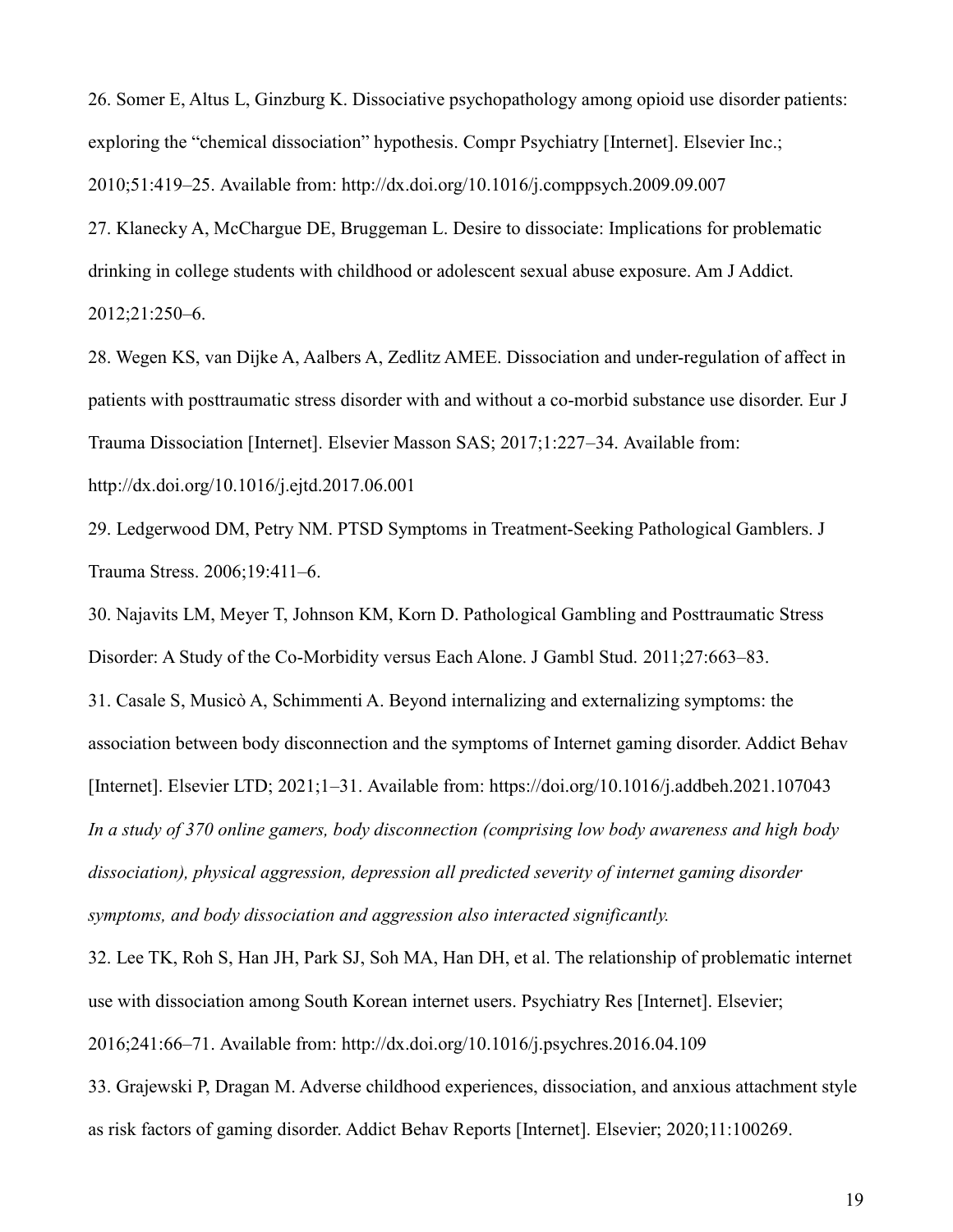26. Somer E, Altus L, Ginzburg K. Dissociative psychopathology among opioid use disorder patients: exploring the "chemical dissociation" hypothesis. Compr Psychiatry [Internet]. Elsevier Inc.; 2010;51:419–25. Available from: http://dx.doi.org/10.1016/j.comppsych.2009.09.007

27. Klanecky A, McChargue DE, Bruggeman L. Desire to dissociate: Implications for problematic drinking in college students with childhood or adolescent sexual abuse exposure. Am J Addict. 2012;21:250–6.

28. Wegen KS, van Dijke A, Aalbers A, Zedlitz AMEE. Dissociation and under-regulation of affect in patients with posttraumatic stress disorder with and without a co-morbid substance use disorder. Eur J Trauma Dissociation [Internet]. Elsevier Masson SAS; 2017;1:227–34. Available from: http://dx.doi.org/10.1016/j.ejtd.2017.06.001

29. Ledgerwood DM, Petry NM. PTSD Symptoms in Treatment-Seeking Pathological Gamblers. J Trauma Stress. 2006;19:411–6.

30. Najavits LM, Meyer T, Johnson KM, Korn D. Pathological Gambling and Posttraumatic Stress Disorder: A Study of the Co-Morbidity versus Each Alone. J Gambl Stud. 2011;27:663–83.

31. Casale S, Musicò A, Schimmenti A. Beyond internalizing and externalizing symptoms: the association between body disconnection and the symptoms of Internet gaming disorder. Addict Behav [Internet]. Elsevier LTD; 2021;1–31. Available from: https://doi.org/10.1016/j.addbeh.2021.107043
*In a study of 370 online gamers, body disconnection (comprising low body awareness and high body dissociation), physical aggression, depression all predicted severity of internet gaming disorder symptoms, and body dissociation and aggression also interacted significantly.*

32. Lee TK, Roh S, Han JH, Park SJ, Soh MA, Han DH, et al. The relationship of problematic internet use with dissociation among South Korean internet users. Psychiatry Res [Internet]. Elsevier; 2016;241:66–71. Available from: http://dx.doi.org/10.1016/j.psychres.2016.04.109

33. Grajewski P, Dragan M. Adverse childhood experiences, dissociation, and anxious attachment style as risk factors of gaming disorder. Addict Behav Reports [Internet]. Elsevier; 2020;11:100269.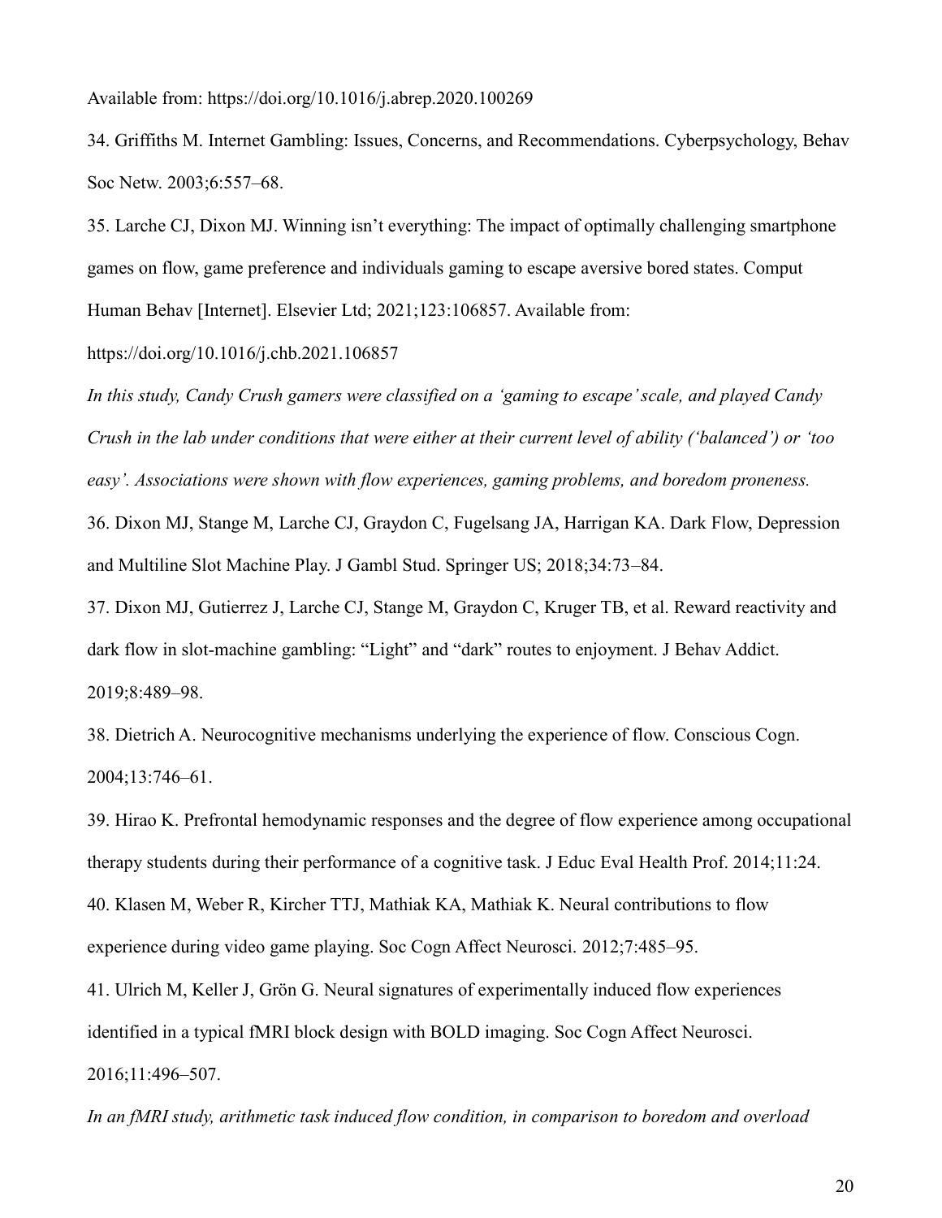Available from: https://doi.org/10.1016/j.abrep.2020.100269

34. Griffiths M. Internet Gambling: Issues, Concerns, and Recommendations. Cyberpsychology, Behav Soc Netw. 2003;6:557–68.

35. Larche CJ, Dixon MJ. Winning isn't everything: The impact of optimally challenging smartphone games on flow, game preference and individuals gaming to escape aversive bored states. Comput Human Behav [Internet]. Elsevier Ltd; 2021;123:106857. Available from: https://doi.org/10.1016/j.chb.2021.106857

*In this study, Candy Crush gamers were classified on a 'gaming to escape' scale, and played Candy Crush in the lab under conditions that were either at their current level of ability ('balanced') or 'too easy'. Associations were shown with flow experiences, gaming problems, and boredom proneness.*

36. Dixon MJ, Stange M, Larche CJ, Graydon C, Fugelsang JA, Harrigan KA. Dark Flow, Depression and Multiline Slot Machine Play. J Gambl Stud. Springer US; 2018;34:73–84.

37. Dixon MJ, Gutierrez J, Larche CJ, Stange M, Graydon C, Kruger TB, et al. Reward reactivity and dark flow in slot-machine gambling: "Light" and "dark" routes to enjoyment. J Behav Addict. 2019;8:489–98.

38. Dietrich A. Neurocognitive mechanisms underlying the experience of flow. Conscious Cogn. 2004;13:746–61.

39. Hirao K. Prefrontal hemodynamic responses and the degree of flow experience among occupational therapy students during their performance of a cognitive task. J Educ Eval Health Prof. 2014;11:24.

40. Klasen M, Weber R, Kircher TTJ, Mathiak KA, Mathiak K. Neural contributions to flow experience during video game playing. Soc Cogn Affect Neurosci. 2012;7:485–95.

41. Ulrich M, Keller J, Grön G. Neural signatures of experimentally induced flow experiences identified in a typical fMRI block design with BOLD imaging. Soc Cogn Affect Neurosci. 2016;11:496–507.

*In an fMRI study, arithmetic task induced flow condition, in comparison to boredom and overload*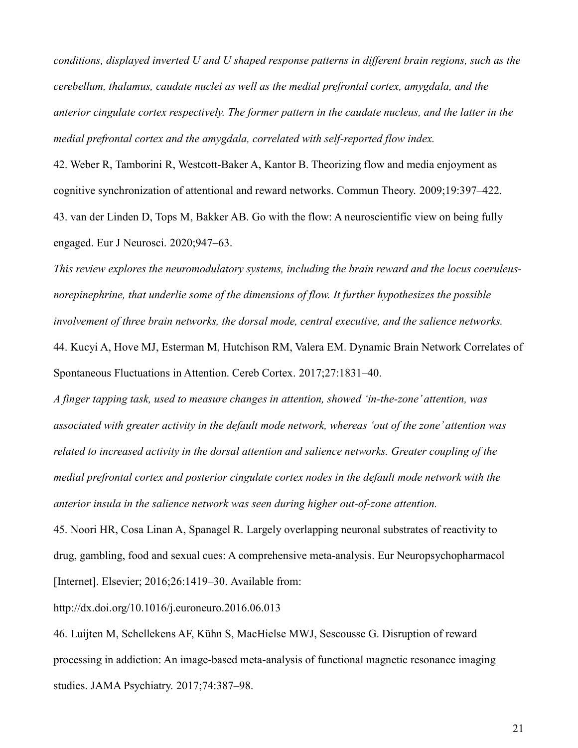*conditions, displayed inverted U and U shaped response patterns in different brain regions, such as the cerebellum, thalamus, caudate nuclei as well as the medial prefrontal cortex, amygdala, and the anterior cingulate cortex respectively. The former pattern in the caudate nucleus, and the latter in the medial prefrontal cortex and the amygdala, correlated with self-reported flow index.*

42. Weber R, Tamborini R, Westcott-Baker A, Kantor B. Theorizing flow and media enjoyment as cognitive synchronization of attentional and reward networks. Commun Theory. 2009;19:397–422.

43. van der Linden D, Tops M, Bakker AB. Go with the flow: A neuroscientific view on being fully engaged. Eur J Neurosci. 2020;947–63.

*This review explores the neuromodulatory systems, including the brain reward and the locus coeruleus-norepinephrine, that underlie some of the dimensions of flow. It further hypothesizes the possible involvement of three brain networks, the dorsal mode, central executive, and the salience networks.*

44. Kucyi A, Hove MJ, Esterman M, Hutchison RM, Valera EM. Dynamic Brain Network Correlates of Spontaneous Fluctuations in Attention. Cereb Cortex. 2017;27:1831–40.

*A finger tapping task, used to measure changes in attention, showed 'in-the-zone' attention, was associated with greater activity in the default mode network, whereas 'out of the zone' attention was related to increased activity in the dorsal attention and salience networks. Greater coupling of the medial prefrontal cortex and posterior cingulate cortex nodes in the default mode network with the anterior insula in the salience network was seen during higher out-of-zone attention.*

45. Noori HR, Cosa Linan A, Spanagel R. Largely overlapping neuronal substrates of reactivity to drug, gambling, food and sexual cues: A comprehensive meta-analysis. Eur Neuropsychopharmacol [Internet]. Elsevier; 2016;26:1419–30. Available from: http://dx.doi.org/10.1016/j.euroneuro.2016.06.013

46. Luijten M, Schellekens AF, Kühn S, MacHielse MWJ, Sescousse G. Disruption of reward processing in addiction: An image-based meta-analysis of functional magnetic resonance imaging studies. JAMA Psychiatry. 2017;74:387–98.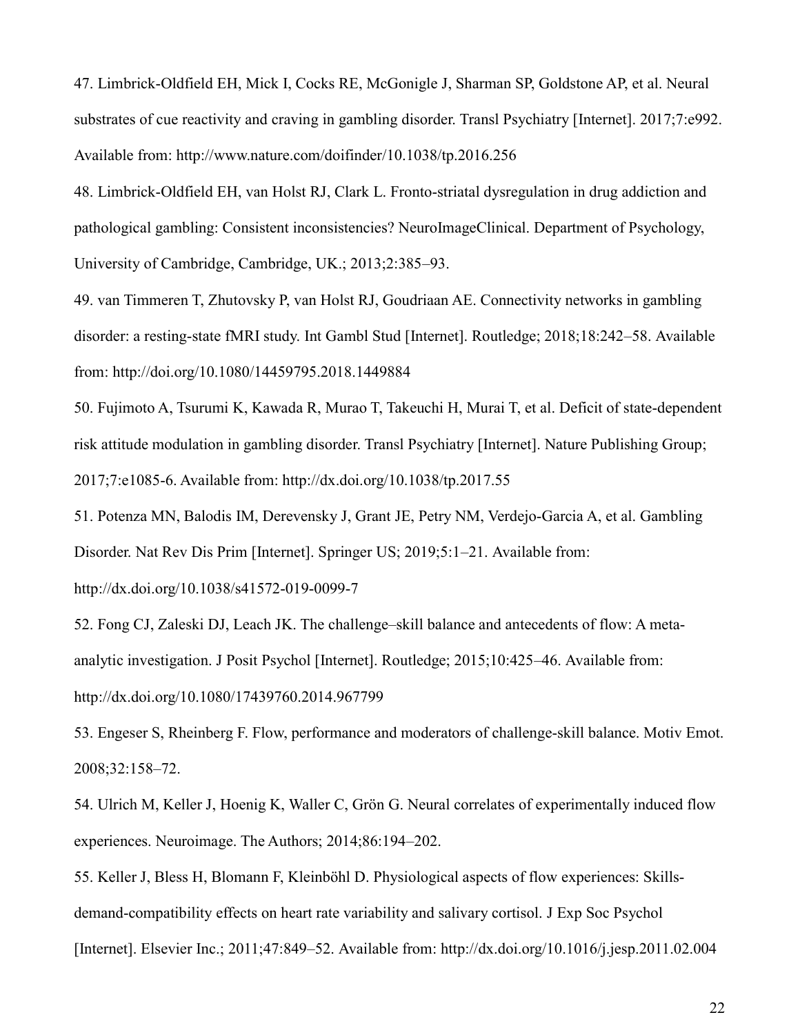47. Limbrick-Oldfield EH, Mick I, Cocks RE, McGonigle J, Sharman SP, Goldstone AP, et al. Neural substrates of cue reactivity and craving in gambling disorder. Transl Psychiatry [Internet]. 2017;7:e992. Available from: http://www.nature.com/doifinder/10.1038/tp.2016.256

48. Limbrick-Oldfield EH, van Holst RJ, Clark L. Fronto-striatal dysregulation in drug addiction and pathological gambling: Consistent inconsistencies? NeuroImageClinical. Department of Psychology, University of Cambridge, Cambridge, UK.; 2013;2:385–93.

49. van Timmeren T, Zhutovsky P, van Holst RJ, Goudriaan AE. Connectivity networks in gambling disorder: a resting-state fMRI study. Int Gambl Stud [Internet]. Routledge; 2018;18:242–58. Available from: http://doi.org/10.1080/14459795.2018.1449884

50. Fujimoto A, Tsurumi K, Kawada R, Murao T, Takeuchi H, Murai T, et al. Deficit of state-dependent risk attitude modulation in gambling disorder. Transl Psychiatry [Internet]. Nature Publishing Group; 2017;7:e1085-6. Available from: http://dx.doi.org/10.1038/tp.2017.55

51. Potenza MN, Balodis IM, Derevensky J, Grant JE, Petry NM, Verdejo-Garcia A, et al. Gambling Disorder. Nat Rev Dis Prim [Internet]. Springer US; 2019;5:1–21. Available from: http://dx.doi.org/10.1038/s41572-019-0099-7

52. Fong CJ, Zaleski DJ, Leach JK. The challenge–skill balance and antecedents of flow: A meta-analytic investigation. J Posit Psychol [Internet]. Routledge; 2015;10:425–46. Available from: http://dx.doi.org/10.1080/17439760.2014.967799

53. Engeser S, Rheinberg F. Flow, performance and moderators of challenge-skill balance. Motiv Emot. 2008;32:158–72.

54. Ulrich M, Keller J, Hoenig K, Waller C, Grön G. Neural correlates of experimentally induced flow experiences. Neuroimage. The Authors; 2014;86:194–202.

55. Keller J, Bless H, Blomann F, Kleinböhl D. Physiological aspects of flow experiences: Skills-demand-compatibility effects on heart rate variability and salivary cortisol. J Exp Soc Psychol [Internet]. Elsevier Inc.; 2011;47:849–52. Available from: http://dx.doi.org/10.1016/j.jesp.2011.02.004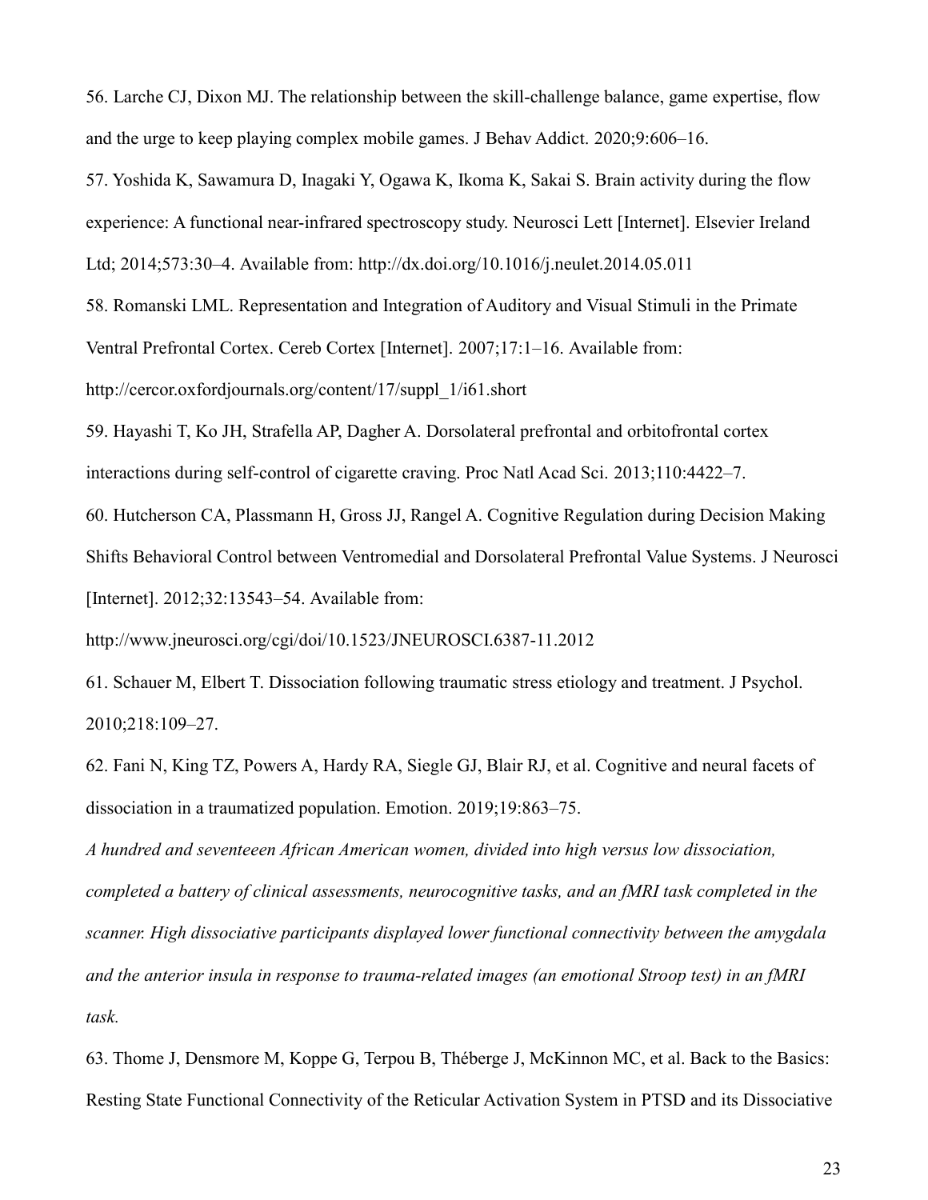56. Larche CJ, Dixon MJ. The relationship between the skill-challenge balance, game expertise, flow and the urge to keep playing complex mobile games. J Behav Addict. 2020;9:606–16.

57. Yoshida K, Sawamura D, Inagaki Y, Ogawa K, Ikoma K, Sakai S. Brain activity during the flow experience: A functional near-infrared spectroscopy study. Neurosci Lett [Internet]. Elsevier Ireland Ltd; 2014;573:30–4. Available from: http://dx.doi.org/10.1016/j.neulet.2014.05.011

58. Romanski LML. Representation and Integration of Auditory and Visual Stimuli in the Primate Ventral Prefrontal Cortex. Cereb Cortex [Internet]. 2007;17:1–16. Available from: http://cercor.oxfordjournals.org/content/17/suppl_1/i61.short

59. Hayashi T, Ko JH, Strafella AP, Dagher A. Dorsolateral prefrontal and orbitofrontal cortex interactions during self-control of cigarette craving. Proc Natl Acad Sci. 2013;110:4422–7.

60. Hutcherson CA, Plassmann H, Gross JJ, Rangel A. Cognitive Regulation during Decision Making Shifts Behavioral Control between Ventromedial and Dorsolateral Prefrontal Value Systems. J Neurosci [Internet]. 2012;32:13543–54. Available from: http://www.jneurosci.org/cgi/doi/10.1523/JNEUROSCI.6387-11.2012

61. Schauer M, Elbert T. Dissociation following traumatic stress etiology and treatment. J Psychol. 2010;218:109–27.

62. Fani N, King TZ, Powers A, Hardy RA, Siegle GJ, Blair RJ, et al. Cognitive and neural facets of dissociation in a traumatized population. Emotion. 2019;19:863–75.

*A hundred and seventeeen African American women, divided into high versus low dissociation, completed a battery of clinical assessments, neurocognitive tasks, and an fMRI task completed in the scanner. High dissociative participants displayed lower functional connectivity between the amygdala and the anterior insula in response to trauma-related images (an emotional Stroop test) in an fMRI task.*

63. Thome J, Densmore M, Koppe G, Terpou B, Théberge J, McKinnon MC, et al. Back to the Basics: Resting State Functional Connectivity of the Reticular Activation System in PTSD and its Dissociative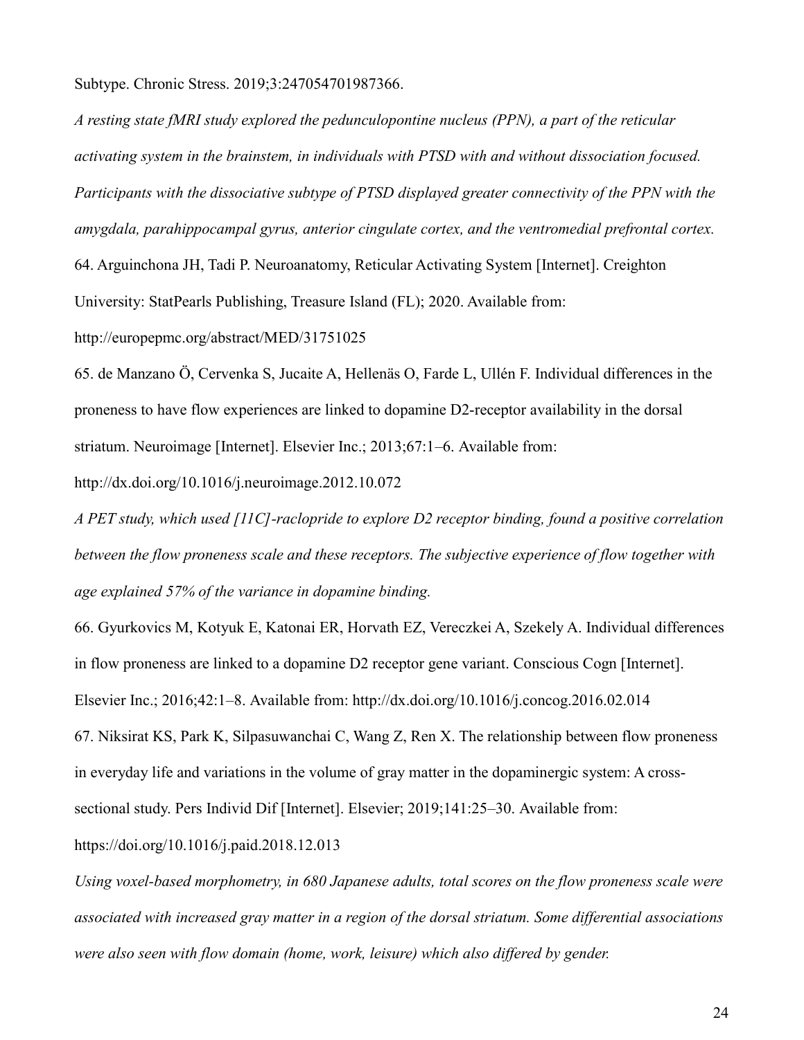Subtype. Chronic Stress. 2019;3:247054701987366.

*A resting state fMRI study explored the pedunculopontine nucleus (PPN), a part of the reticular activating system in the brainstem, in individuals with PTSD with and without dissociation focused. Participants with the dissociative subtype of PTSD displayed greater connectivity of the PPN with the amygdala, parahippocampal gyrus, anterior cingulate cortex, and the ventromedial prefrontal cortex.*

64. Arguinchona JH, Tadi P. Neuroanatomy, Reticular Activating System [Internet]. Creighton University: StatPearls Publishing, Treasure Island (FL); 2020. Available from: http://europepmc.org/abstract/MED/31751025

65. de Manzano Ö, Cervenka S, Jucaite A, Hellenäs O, Farde L, Ullén F. Individual differences in the proneness to have flow experiences are linked to dopamine D2-receptor availability in the dorsal striatum. Neuroimage [Internet]. Elsevier Inc.; 2013;67:1–6. Available from: http://dx.doi.org/10.1016/j.neuroimage.2012.10.072

*A PET study, which used [11C]-raclopride to explore D2 receptor binding, found a positive correlation between the flow proneness scale and these receptors. The subjective experience of flow together with age explained 57% of the variance in dopamine binding.*

66. Gyurkovics M, Kotyuk E, Katonai ER, Horvath EZ, Vereczkei A, Szekely A. Individual differences in flow proneness are linked to a dopamine D2 receptor gene variant. Conscious Cogn [Internet]. Elsevier Inc.; 2016;42:1–8. Available from: http://dx.doi.org/10.1016/j.concog.2016.02.014

67. Niksirat KS, Park K, Silpasuwanchai C, Wang Z, Ren X. The relationship between flow proneness in everyday life and variations in the volume of gray matter in the dopaminergic system: A cross-sectional study. Pers Individ Dif [Internet]. Elsevier; 2019;141:25–30. Available from: https://doi.org/10.1016/j.paid.2018.12.013

*Using voxel-based morphometry, in 680 Japanese adults, total scores on the flow proneness scale were associated with increased gray matter in a region of the dorsal striatum. Some differential associations were also seen with flow domain (home, work, leisure) which also differed by gender.*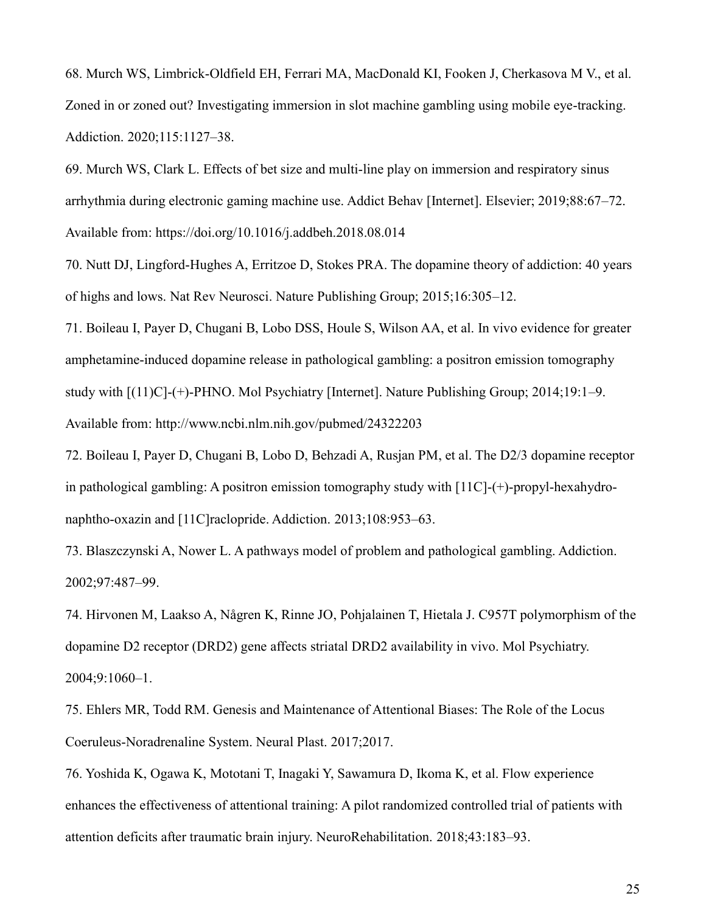68. Murch WS, Limbrick-Oldfield EH, Ferrari MA, MacDonald KI, Fooken J, Cherkasova M V., et al. Zoned in or zoned out? Investigating immersion in slot machine gambling using mobile eye-tracking. Addiction. 2020;115:1127–38.

69. Murch WS, Clark L. Effects of bet size and multi-line play on immersion and respiratory sinus arrhythmia during electronic gaming machine use. Addict Behav [Internet]. Elsevier; 2019;88:67–72. Available from: https://doi.org/10.1016/j.addbeh.2018.08.014

70. Nutt DJ, Lingford-Hughes A, Erritzoe D, Stokes PRA. The dopamine theory of addiction: 40 years of highs and lows. Nat Rev Neurosci. Nature Publishing Group; 2015;16:305–12.

71. Boileau I, Payer D, Chugani B, Lobo DSS, Houle S, Wilson AA, et al. In vivo evidence for greater amphetamine-induced dopamine release in pathological gambling: a positron emission tomography study with [(11)C]-(+)-PHNO. Mol Psychiatry [Internet]. Nature Publishing Group; 2014;19:1–9. Available from: http://www.ncbi.nlm.nih.gov/pubmed/24322203

72. Boileau I, Payer D, Chugani B, Lobo D, Behzadi A, Rusjan PM, et al. The D2/3 dopamine receptor in pathological gambling: A positron emission tomography study with [11C]-(+)-propyl-hexahydro-naphtho-oxazin and [11C]raclopride. Addiction. 2013;108:953–63.

73. Blaszczynski A, Nower L. A pathways model of problem and pathological gambling. Addiction. 2002;97:487–99.

74. Hirvonen M, Laakso A, Någren K, Rinne JO, Pohjalainen T, Hietala J. C957T polymorphism of the dopamine D2 receptor (DRD2) gene affects striatal DRD2 availability in vivo. Mol Psychiatry. 2004;9:1060–1.

75. Ehlers MR, Todd RM. Genesis and Maintenance of Attentional Biases: The Role of the Locus Coeruleus-Noradrenaline System. Neural Plast. 2017;2017.

76. Yoshida K, Ogawa K, Mototani T, Inagaki Y, Sawamura D, Ikoma K, et al. Flow experience enhances the effectiveness of attentional training: A pilot randomized controlled trial of patients with attention deficits after traumatic brain injury. NeuroRehabilitation. 2018;43:183–93.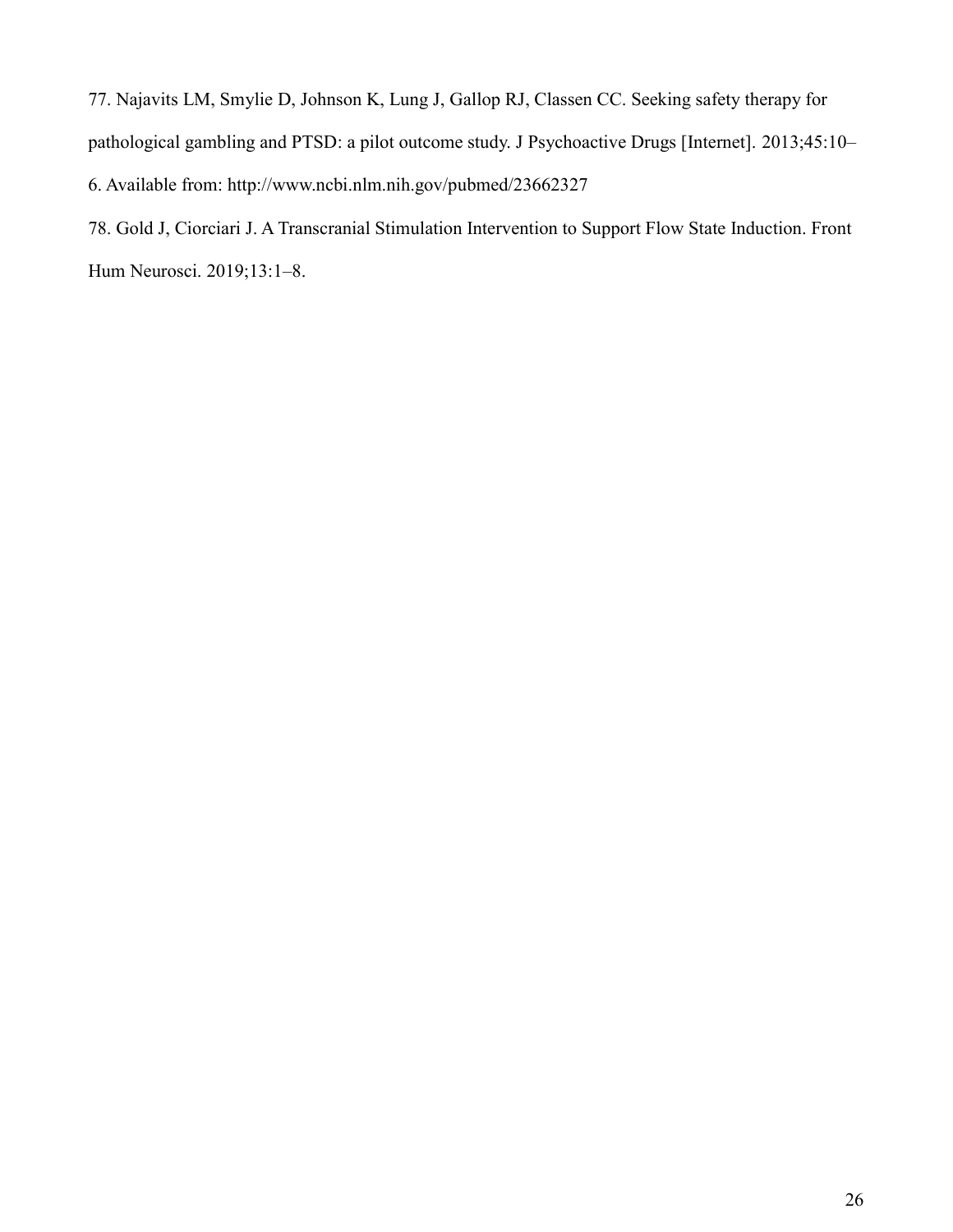77. Najavits LM, Smylie D, Johnson K, Lung J, Gallop RJ, Classen CC. Seeking safety therapy for pathological gambling and PTSD: a pilot outcome study. J Psychoactive Drugs [Internet]. 2013;45:10–6. Available from: http://www.ncbi.nlm.nih.gov/pubmed/23662327

78. Gold J, Ciorciari J. A Transcranial Stimulation Intervention to Support Flow State Induction. Front Hum Neurosci. 2019;13:1–8.